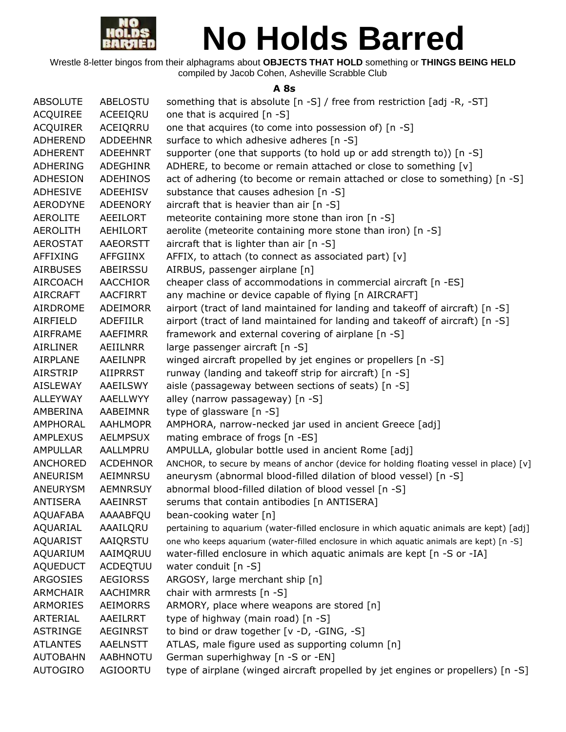# No Holds Barred

Wrestle 8-letter bingos from their alphagrams about **OBJECTS THAT HOLD** something or **THINGS BEING HELD**
compiled by Jacob Cohen, Asheville Scrabble Club

### A 8s

| | | |
|---|---|---|
| ABSOLUTE | ABELOSTU | something that is absolute [n -S] / free from restriction [adj -R, -ST] |
| ACQUIREE | ACEEIQRU | one that is acquired [n -S] |
| ACQUIRER | ACEIQRRU | one that acquires (to come into possession of) [n -S] |
| ADHEREND | ADDEEHNR | surface to which adhesive adheres [n -S] |
| ADHERENT | ADEEHNRT | supporter (one that supports (to hold up or add strength to)) [n -S] |
| ADHERING | ADEGHINR | ADHERE, to become or remain attached or close to something [v] |
| ADHESION | ADEHINOS | act of adhering (to become or remain attached or close to something) [n -S] |
| ADHESIVE | ADEEHISV | substance that causes adhesion [n -S] |
| AERODYNE | ADEENORY | aircraft that is heavier than air [n -S] |
| AEROLITE | AEEILORT | meteorite containing more stone than iron [n -S] |
| AEROLITH | AEHILORT | aerolite (meteorite containing more stone than iron) [n -S] |
| AEROSTAT | AAEORSTT | aircraft that is lighter than air [n -S] |
| AFFIXING | AFFGIINX | AFFIX, to attach (to connect as associated part) [v] |
| AIRBUSES | ABEIRSSU | AIRBUS, passenger airplane [n] |
| AIRCOACH | AACCHIOR | cheaper class of accommodations in commercial aircraft [n -ES] |
| AIRCRAFT | AACFIRRT | any machine or device capable of flying [n AIRCRAFT] |
| AIRDROME | ADEIMORR | airport (tract of land maintained for landing and takeoff of aircraft) [n -S] |
| AIRFIELD | ADEFIILR | airport (tract of land maintained for landing and takeoff of aircraft) [n -S] |
| AIRFRAME | AAEFIMRR | framework and external covering of airplane [n -S] |
| AIRLINER | AEIILNRR | large passenger aircraft [n -S] |
| AIRPLANE | AAEILNPR | winged aircraft propelled by jet engines or propellers [n -S] |
| AIRSTRIP | AIIPRRST | runway (landing and takeoff strip for aircraft) [n -S] |
| AISLEWAY | AAEILSWY | aisle (passageway between sections of seats) [n -S] |
| ALLEYWAY | AAELLWYY | alley (narrow passageway) [n -S] |
| AMBERINA | AABEIMNR | type of glassware [n -S] |
| AMPHORAL | AAHLMOPR | AMPHORA, narrow-necked jar used in ancient Greece [adj] |
| AMPLEXUS | AELMPSUX | mating embrace of frogs [n -ES] |
| AMPULLAR | AALLMPRU | AMPULLA, globular bottle used in ancient Rome [adj] |
| ANCHORED | ACDEHNOR | ANCHOR, to secure by means of anchor (device for holding floating vessel in place) [v] |
| ANEURISM | AEIMNRSU | aneurysm (abnormal blood-filled dilation of blood vessel) [n -S] |
| ANEURYSM | AEMNRSUY | abnormal blood-filled dilation of blood vessel [n -S] |
| ANTISERA | AAEINRST | serums that contain antibodies [n ANTISERA] |
| AQUAFABA | AAAABFQU | bean-cooking water [n] |
| AQUARIAL | AAAILQRU | pertaining to aquarium (water-filled enclosure in which aquatic animals are kept) [adj] |
| AQUARIST | AAIQRSTU | one who keeps aquarium (water-filled enclosure in which aquatic animals are kept) [n -S] |
| AQUARIUM | AAIMQRUU | water-filled enclosure in which aquatic animals are kept [n -S or -IA] |
| AQUEDUCT | ACDEQTUU | water conduit [n -S] |
| ARGOSIES | AEGIORSS | ARGOSY, large merchant ship [n] |
| ARMCHAIR | AACHIMRR | chair with armrests [n -S] |
| ARMORIES | AEIMORRS | ARMORY, place where weapons are stored [n] |
| ARTERIAL | AAEILRRT | type of highway (main road) [n -S] |
| ASTRINGE | AEGINRST | to bind or draw together [v -D, -GING, -S] |
| ATLANTES | AAELNSTT | ATLAS, male figure used as supporting column [n] |
| AUTOBAHN | AABHNOTU | German superhighway [n -S or -EN] |
| AUTOGIRO | AGIOORTU | type of airplane (winged aircraft propelled by jet engines or propellers) [n -S] |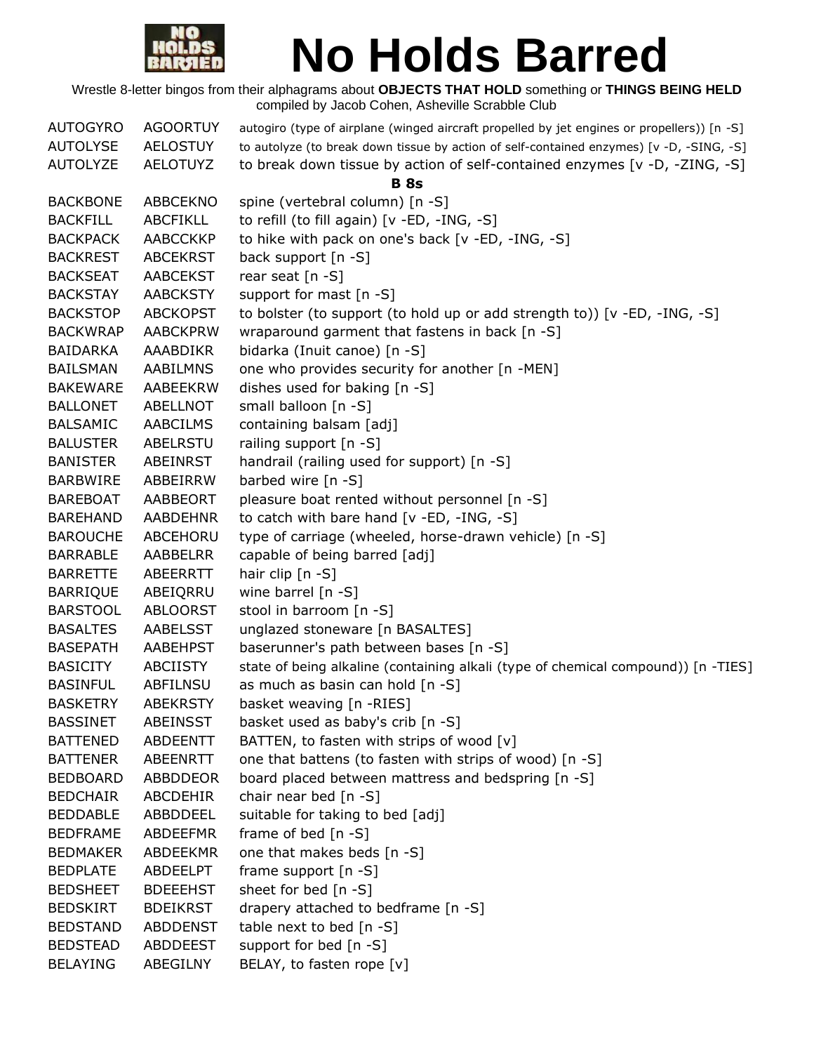| | | |
|---|---|---|
| AUTOGYRO | AGOORTUY | autogiro (type of airplane (winged aircraft propelled by jet engines or propellers)) [n -S] |
| AUTOLYSE | AELOSTUY | to autolyze (to break down tissue by action of self-contained enzymes) [v -D, -SING, -S] |
| AUTOLYZE | AELOTUYZ | to break down tissue by action of self-contained enzymes [v -D, -ZING, -S] |

**B 8s**

| | | |
|---|---|---|
| BACKBONE | ABBCEKNO | spine (vertebral column) [n -S] |
| BACKFILL | ABCFIKLL | to refill (to fill again) [v -ED, -ING, -S] |
| BACKPACK | AABCCKKP | to hike with pack on one's back [v -ED, -ING, -S] |
| BACKREST | ABCEKRST | back support [n -S] |
| BACKSEAT | AABCEKST | rear seat [n -S] |
| BACKSTAY | AABCKSTY | support for mast [n -S] |
| BACKSTOP | ABCKOPST | to bolster (to support (to hold up or add strength to)) [v -ED, -ING, -S] |
| BACKWRAP | AABCKPRW | wraparound garment that fastens in back [n -S] |
| BAIDARKA | AAABDIKR | bidarka (Inuit canoe) [n -S] |
| BAILSMAN | AABILMNS | one who provides security for another [n -MEN] |
| BAKEWARE | AABEEKRW | dishes used for baking [n -S] |
| BALLONET | ABELLNOT | small balloon [n -S] |
| BALSAMIC | AABCILMS | containing balsam [adj] |
| BALUSTER | ABELRSTU | railing support [n -S] |
| BANISTER | ABEINRST | handrail (railing used for support) [n -S] |
| BARBWIRE | ABBEIRRW | barbed wire [n -S] |
| BAREBOAT | AABBEORT | pleasure boat rented without personnel [n -S] |
| BAREHAND | AABDEHNR | to catch with bare hand [v -ED, -ING, -S] |
| BAROUCHE | ABCEHORU | type of carriage (wheeled, horse-drawn vehicle) [n -S] |
| BARRABLE | AABBELRR | capable of being barred [adj] |
| BARRETTE | ABEERRTT | hair clip [n -S] |
| BARRIQUE | ABEIQRRU | wine barrel [n -S] |
| BARSTOOL | ABLOORST | stool in barroom [n -S] |
| BASALTES | AABELSST | unglazed stoneware [n BASALTES] |
| BASEPATH | AABEHPST | baserunner's path between bases [n -S] |
| BASICITY | ABCIISTY | state of being alkaline (containing alkali (type of chemical compound)) [n -TIES] |
| BASINFUL | ABFILNSU | as much as basin can hold [n -S] |
| BASKETRY | ABEKRSTY | basket weaving [n -RIES] |
| BASSINET | ABEINSST | basket used as baby's crib [n -S] |
| BATTENED | ABDEENTT | BATTEN, to fasten with strips of wood [v] |
| BATTENER | ABEENRTT | one that battens (to fasten with strips of wood) [n -S] |
| BEDBOARD | ABBDDEOR | board placed between mattress and bedspring [n -S] |
| BEDCHAIR | ABCDEHIR | chair near bed [n -S] |
| BEDDABLE | ABBDDEEL | suitable for taking to bed [adj] |
| BEDFRAME | ABDEEFMR | frame of bed [n -S] |
| BEDMAKER | ABDEEKMR | one that makes beds [n -S] |
| BEDPLATE | ABDEELPT | frame support [n -S] |
| BEDSHEET | BDEEEHST | sheet for bed [n -S] |
| BEDSKIRT | BDEIKRST | drapery attached to bedframe [n -S] |
| BEDSTAND | ABDDENST | table next to bed [n -S] |
| BEDSTEAD | ABDDEEST | support for bed [n -S] |
| BELAYING | ABEGILNY | BELAY, to fasten rope [v] |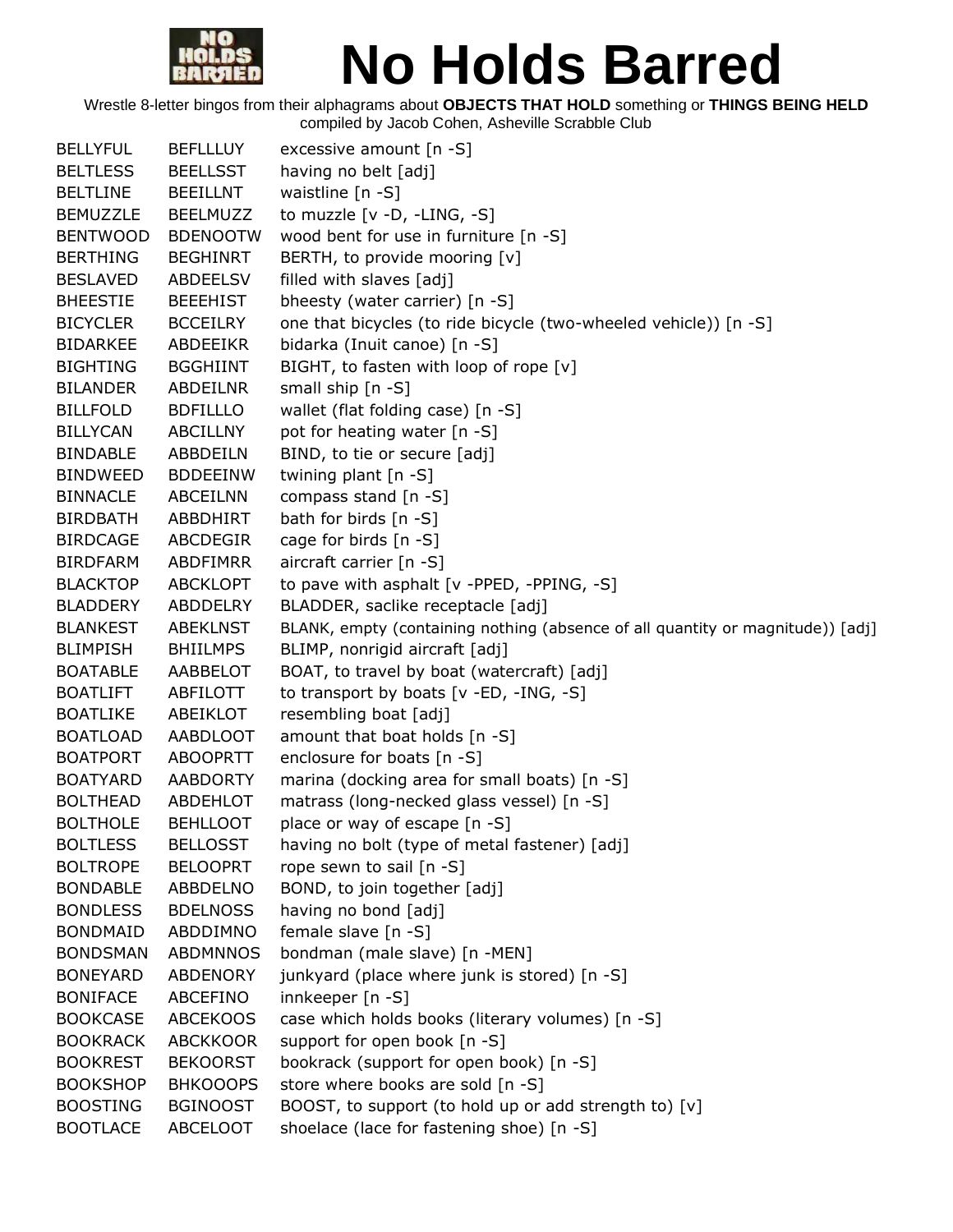# No Holds Barred

Wrestle 8-letter bingos from their alphagrams about **OBJECTS THAT HOLD** something or **THINGS BEING HELD**
compiled by Jacob Cohen, Asheville Scrabble Club

| | | |
|---|---|---|
| BELLYFUL | BEFLLLUY | excessive amount [n -S] |
| BELTLESS | BEELLSST | having no belt [adj] |
| BELTLINE | BEEILLNT | waistline [n -S] |
| BEMUZZLE | BEELMUZZ | to muzzle [v -D, -LING, -S] |
| BENTWOOD | BDENOOTW | wood bent for use in furniture [n -S] |
| BERTHING | BEGHINRT | BERTH, to provide mooring [v] |
| BESLAVED | ABDEELSV | filled with slaves [adj] |
| BHEESTIE | BEEEHIST | bheesty (water carrier) [n -S] |
| BICYCLER | BCCEILRY | one that bicycles (to ride bicycle (two-wheeled vehicle)) [n -S] |
| BIDARKEE | ABDEEIKR | bidarka (Inuit canoe) [n -S] |
| BIGHTING | BGGHIINT | BIGHT, to fasten with loop of rope [v] |
| BILANDER | ABDEILNR | small ship [n -S] |
| BILLFOLD | BDFILLLO | wallet (flat folding case) [n -S] |
| BILLYCAN | ABCILLNY | pot for heating water [n -S] |
| BINDABLE | ABBDEILN | BIND, to tie or secure [adj] |
| BINDWEED | BDDEEINW | twining plant [n -S] |
| BINNACLE | ABCEILNN | compass stand [n -S] |
| BIRDBATH | ABBDHIRT | bath for birds [n -S] |
| BIRDCAGE | ABCDEGIR | cage for birds [n -S] |
| BIRDFARM | ABDFIMRR | aircraft carrier [n -S] |
| BLACKTOP | ABCKLOPT | to pave with asphalt [v -PPED, -PPING, -S] |
| BLADDERY | ABDDELRY | BLADDER, saclike receptacle [adj] |
| BLANKEST | ABEKLNST | BLANK, empty (containing nothing (absence of all quantity or magnitude)) [adj] |
| BLIMPISH | BHIILMPS | BLIMP, nonrigid aircraft [adj] |
| BOATABLE | AABBELOT | BOAT, to travel by boat (watercraft) [adj] |
| BOATLIFT | ABFILOTT | to transport by boats [v -ED, -ING, -S] |
| BOATLIKE | ABEIKLOT | resembling boat [adj] |
| BOATLOAD | AABDLOOT | amount that boat holds [n -S] |
| BOATPORT | ABOOPRTT | enclosure for boats [n -S] |
| BOATYARD | AABDORTY | marina (docking area for small boats) [n -S] |
| BOLTHEAD | ABDEHLOT | matrass (long-necked glass vessel) [n -S] |
| BOLTHOLE | BEHLLOOT | place or way of escape [n -S] |
| BOLTLESS | BELLOSST | having no bolt (type of metal fastener) [adj] |
| BOLTROPE | BELOOPRT | rope sewn to sail [n -S] |
| BONDABLE | ABBDELNO | BOND, to join together [adj] |
| BONDLESS | BDELNOSS | having no bond [adj] |
| BONDMAID | ABDDIMNO | female slave [n -S] |
| BONDSMAN | ABDMNNOS | bondman (male slave) [n -MEN] |
| BONEYARD | ABDENORY | junkyard (place where junk is stored) [n -S] |
| BONIFACE | ABCEFINO | innkeeper [n -S] |
| BOOKCASE | ABCEKOOS | case which holds books (literary volumes) [n -S] |
| BOOKRACK | ABCKKOOR | support for open book [n -S] |
| BOOKREST | BEKOORST | bookrack (support for open book) [n -S] |
| BOOKSHOP | BHKOOOPS | store where books are sold [n -S] |
| BOOSTING | BGINOOST | BOOST, to support (to hold up or add strength to) [v] |
| BOOTLACE | ABCELOOT | shoelace (lace for fastening shoe) [n -S] |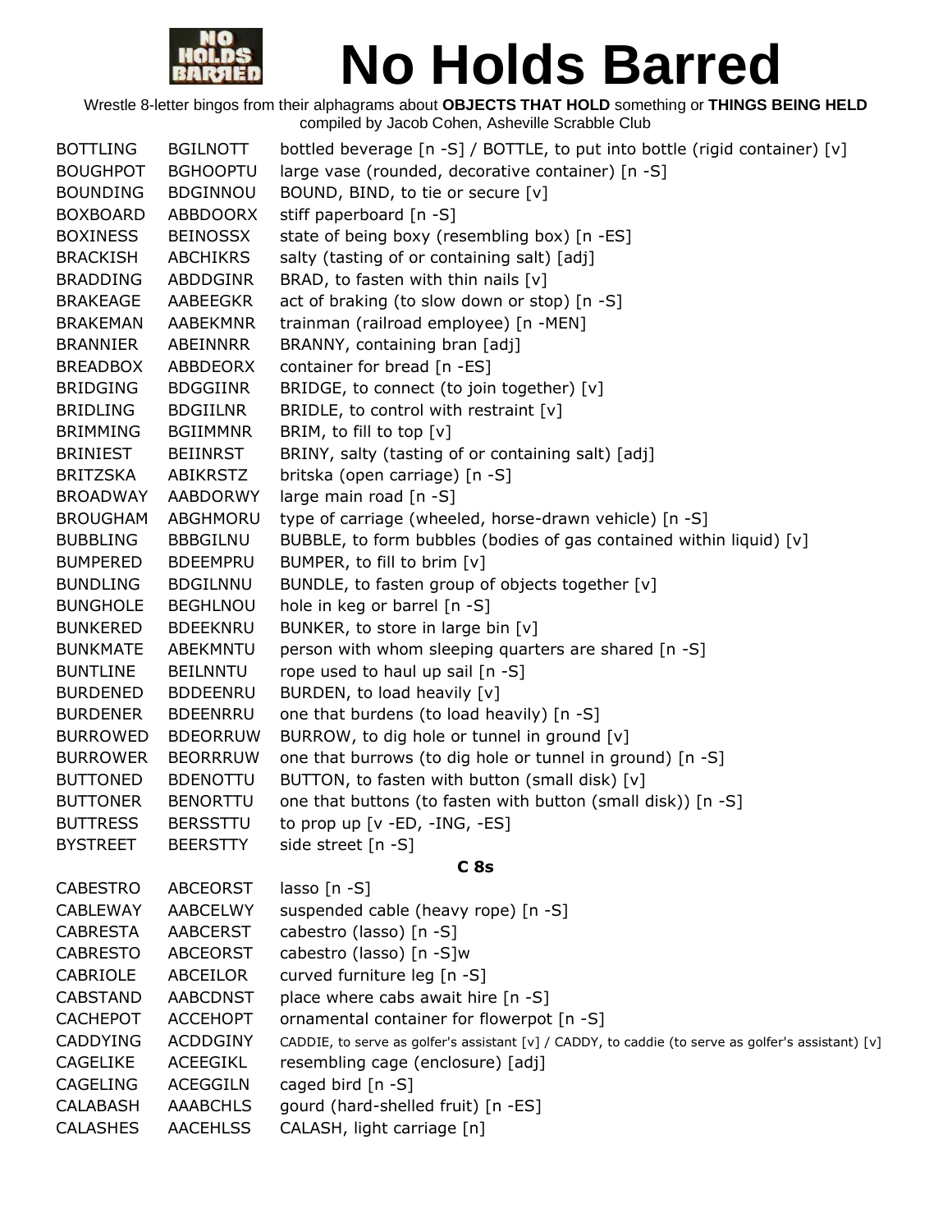# No Holds Barred

Wrestle 8-letter bingos from their alphagrams about **OBJECTS THAT HOLD** something or **THINGS BEING HELD**
compiled by Jacob Cohen, Asheville Scrabble Club

| | | |
|---|---|---|
| BOTTLING | BGILNOTT | bottled beverage [n -S] / BOTTLE, to put into bottle (rigid container) [v] |
| BOUGHPOT | BGHOOPTU | large vase (rounded, decorative container) [n -S] |
| BOUNDING | BDGINNOU | BOUND, BIND, to tie or secure [v] |
| BOXBOARD | ABBDOORX | stiff paperboard [n -S] |
| BOXINESS | BEINOSSX | state of being boxy (resembling box) [n -ES] |
| BRACKISH | ABCHIKRS | salty (tasting of or containing salt) [adj] |
| BRADDING | ABDDGINR | BRAD, to fasten with thin nails [v] |
| BRAKEAGE | AABEEGKR | act of braking (to slow down or stop) [n -S] |
| BRAKEMAN | AABEKMNR | trainman (railroad employee) [n -MEN] |
| BRANNIER | ABEINNRR | BRANNY, containing bran [adj] |
| BREADBOX | ABBDEORX | container for bread [n -ES] |
| BRIDGING | BDGGIINR | BRIDGE, to connect (to join together) [v] |
| BRIDLING | BDGIILNR | BRIDLE, to control with restraint [v] |
| BRIMMING | BGIIMMNR | BRIM, to fill to top [v] |
| BRINIEST | BEIINRST | BRINY, salty (tasting of or containing salt) [adj] |
| BRITZSKA | ABIKRSTZ | britska (open carriage) [n -S] |
| BROADWAY | AABDORWY | large main road [n -S] |
| BROUGHAM | ABGHMORU | type of carriage (wheeled, horse-drawn vehicle) [n -S] |
| BUBBLING | BBBGILNU | BUBBLE, to form bubbles (bodies of gas contained within liquid) [v] |
| BUMPERED | BDEEMPRU | BUMPER, to fill to brim [v] |
| BUNDLING | BDGILNNU | BUNDLE, to fasten group of objects together [v] |
| BUNGHOLE | BEGHLNOU | hole in keg or barrel [n -S] |
| BUNKERED | BDEEKNRU | BUNKER, to store in large bin [v] |
| BUNKMATE | ABEKMNTU | person with whom sleeping quarters are shared [n -S] |
| BUNTLINE | BEILNNTU | rope used to haul up sail [n -S] |
| BURDENED | BDDEENRU | BURDEN, to load heavily [v] |
| BURDENER | BDEENRRU | one that burdens (to load heavily) [n -S] |
| BURROWED | BDEORRUW | BURROW, to dig hole or tunnel in ground [v] |
| BURROWER | BEORRRUW | one that burrows (to dig hole or tunnel in ground) [n -S] |
| BUTTONED | BDENOTTU | BUTTON, to fasten with button (small disk) [v] |
| BUTTONER | BENORTTU | one that buttons (to fasten with button (small disk)) [n -S] |
| BUTTRESS | BERSSTTU | to prop up [v -ED, -ING, -ES] |
| BYSTREET | BEERSTTY | side street [n -S] |

**C 8s**

| | | |
|---|---|---|
| CABESTRO | ABCEORST | lasso [n -S] |
| CABLEWAY | AABCELWY | suspended cable (heavy rope) [n -S] |
| CABRESTA | AABCERST | cabestro (lasso) [n -S] |
| CABRESTO | ABCEORST | cabestro (lasso) [n -S]w |
| CABRIOLE | ABCEILOR | curved furniture leg [n -S] |
| CABSTAND | AABCDNST | place where cabs await hire [n -S] |
| CACHEPOT | ACCEHOPT | ornamental container for flowerpot [n -S] |
| CADDYING | ACDDGINY | CADDIE, to serve as golfer's assistant [v] / CADDY, to caddie (to serve as golfer's assistant) [v] |
| CAGELIKE | ACEEGIKL | resembling cage (enclosure) [adj] |
| CAGELING | ACEGGILN | caged bird [n -S] |
| CALABASH | AAABCHLS | gourd (hard-shelled fruit) [n -ES] |
| CALASHES | AACEHLSS | CALASH, light carriage [n] |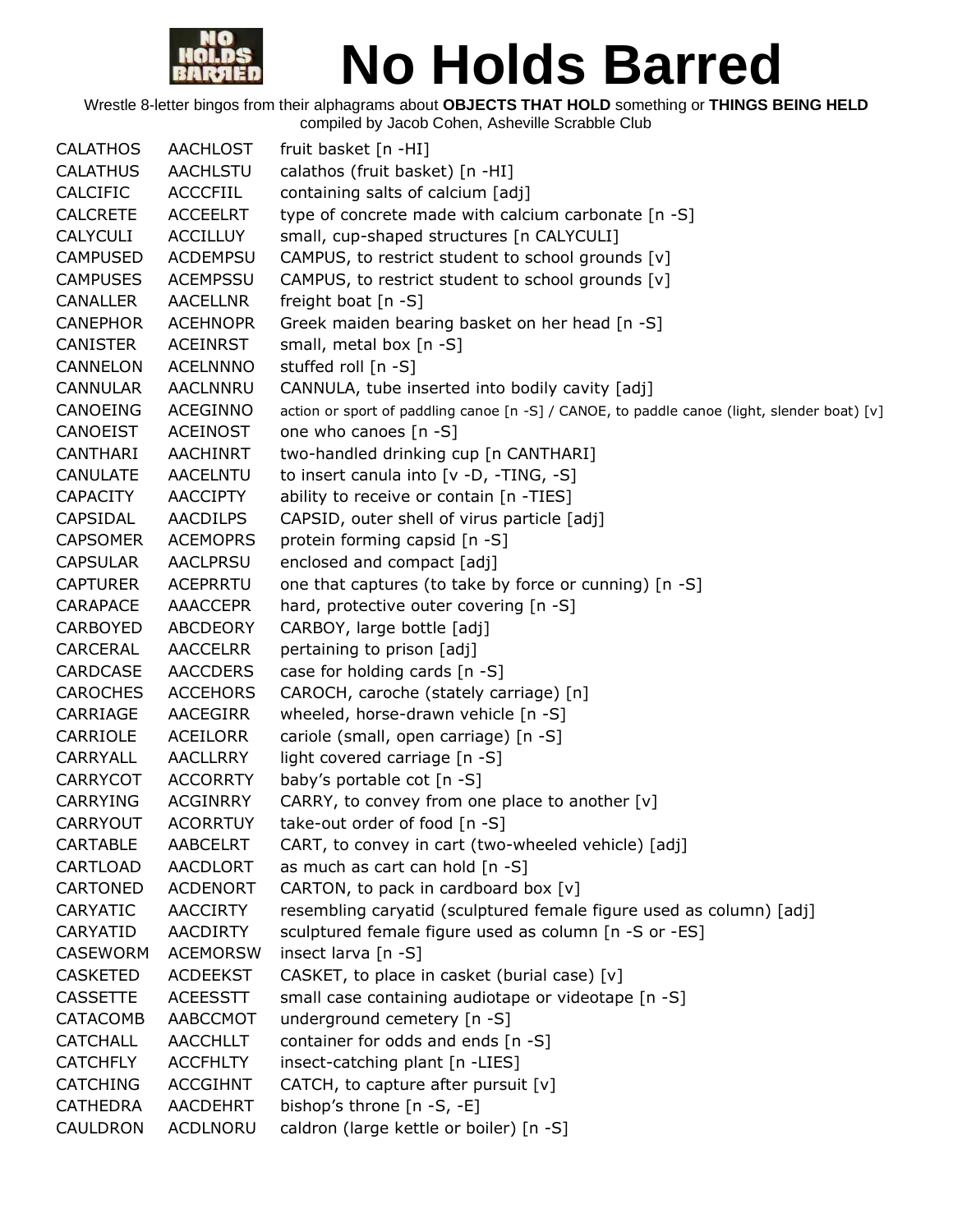# No Holds Barred

Wrestle 8-letter bingos from their alphagrams about **OBJECTS THAT HOLD** something or **THINGS BEING HELD**
compiled by Jacob Cohen, Asheville Scrabble Club

| | | |
|---|---|---|
| CALATHOS | AACHLOST | fruit basket [n -HI] |
| CALATHUS | AACHLSTU | calathos (fruit basket) [n -HI] |
| CALCIFIC | ACCCFIIL | containing salts of calcium [adj] |
| CALCRETE | ACCEELRT | type of concrete made with calcium carbonate [n -S] |
| CALYCULI | ACCILLUY | small, cup-shaped structures [n CALYCULI] |
| CAMPUSED | ACDEMPSU | CAMPUS, to restrict student to school grounds [v] |
| CAMPUSES | ACEMPSSU | CAMPUS, to restrict student to school grounds [v] |
| CANALLER | AACELLNR | freight boat [n -S] |
| CANEPHOR | ACEHNOPR | Greek maiden bearing basket on her head [n -S] |
| CANISTER | ACEINRST | small, metal box [n -S] |
| CANNELON | ACELNNNO | stuffed roll [n -S] |
| CANNULAR | AACLNNRU | CANNULA, tube inserted into bodily cavity [adj] |
| CANOEING | ACEGINNO | action or sport of paddling canoe [n -S] / CANOE, to paddle canoe (light, slender boat) [v] |
| CANOEIST | ACEINOST | one who canoes [n -S] |
| CANTHARI | AACHINRT | two-handled drinking cup [n CANTHARI] |
| CANULATE | AACELNTU | to insert canula into [v -D, -TING, -S] |
| CAPACITY | AACCIPTY | ability to receive or contain [n -TIES] |
| CAPSIDAL | AACDILPS | CAPSID, outer shell of virus particle [adj] |
| CAPSOMER | ACEMOPRS | protein forming capsid [n -S] |
| CAPSULAR | AACLPRSU | enclosed and compact [adj] |
| CAPTURER | ACEPRRTU | one that captures (to take by force or cunning) [n -S] |
| CARAPACE | AAACCEPR | hard, protective outer covering [n -S] |
| CARBOYED | ABCDEORY | CARBOY, large bottle [adj] |
| CARCERAL | AACCELRR | pertaining to prison [adj] |
| CARDCASE | AACCDERS | case for holding cards [n -S] |
| CAROCHES | ACCEHORS | CAROCH, caroche (stately carriage) [n] |
| CARRIAGE | AACEGIRR | wheeled, horse-drawn vehicle [n -S] |
| CARRIOLE | ACEILORR | cariole (small, open carriage) [n -S] |
| CARRYALL | AACLLRRY | light covered carriage [n -S] |
| CARRYCOT | ACCORRTY | baby's portable cot [n -S] |
| CARRYING | ACGINRRY | CARRY, to convey from one place to another [v] |
| CARRYOUT | ACORRTUY | take-out order of food [n -S] |
| CARTABLE | AABCELRT | CART, to convey in cart (two-wheeled vehicle) [adj] |
| CARTLOAD | AACDLORT | as much as cart can hold [n -S] |
| CARTONED | ACDENORT | CARTON, to pack in cardboard box [v] |
| CARYATIC | AACCIRTY | resembling caryatid (sculptured female figure used as column) [adj] |
| CARYATID | AACDIRTY | sculptured female figure used as column [n -S or -ES] |
| CASEWORM | ACEMORSW | insect larva [n -S] |
| CASKETED | ACDEEKST | CASKET, to place in casket (burial case) [v] |
| CASSETTE | ACEESSTT | small case containing audiotape or videotape [n -S] |
| CATACOMB | AABCCMOT | underground cemetery [n -S] |
| CATCHALL | AACCHLLT | container for odds and ends [n -S] |
| CATCHFLY | ACCFHLTY | insect-catching plant [n -LIES] |
| CATCHING | ACCGIHNT | CATCH, to capture after pursuit [v] |
| CATHEDRA | AACDEHRT | bishop's throne [n -S, -E] |
| CAULDRON | ACDLNORU | caldron (large kettle or boiler) [n -S] |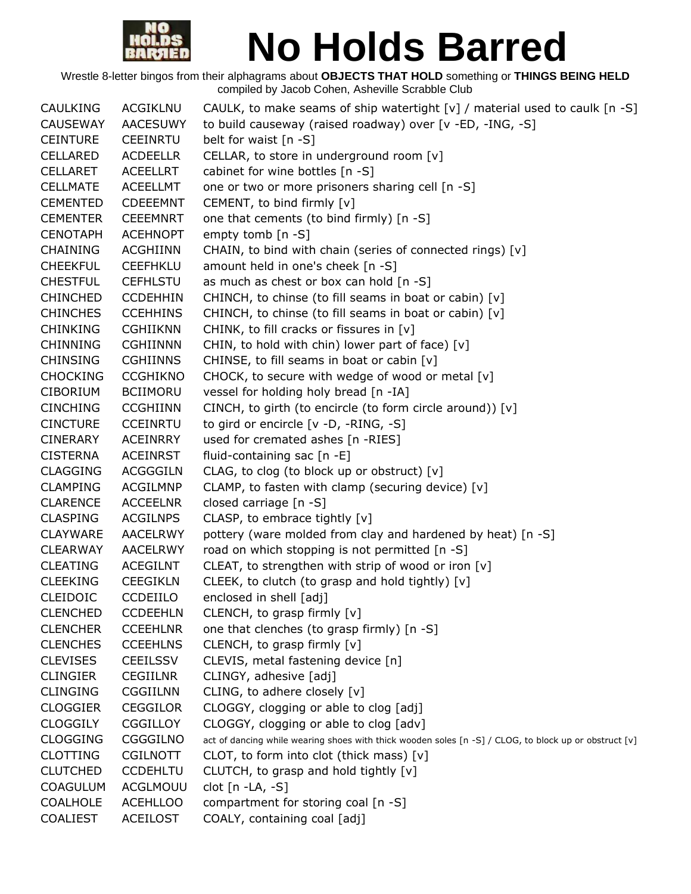# No Holds Barred

Wrestle 8-letter bingos from their alphagrams about **OBJECTS THAT HOLD** something or **THINGS BEING HELD**
compiled by Jacob Cohen, Asheville Scrabble Club

| | | |
|---|---|---|
| CAULKING | ACGIKLNU | CAULK, to make seams of ship watertight [v] / material used to caulk [n -S] |
| CAUSEWAY | AACESUWY | to build causeway (raised roadway) over [v -ED, -ING, -S] |
| CEINTURE | CEEINRTU | belt for waist [n -S] |
| CELLARED | ACDEELLR | CELLAR, to store in underground room [v] |
| CELLARET | ACEELLRT | cabinet for wine bottles [n -S] |
| CELLMATE | ACEELLMT | one or two or more prisoners sharing cell [n -S] |
| CEMENTED | CDEEEMNT | CEMENT, to bind firmly [v] |
| CEMENTER | CEEEMNRT | one that cements (to bind firmly) [n -S] |
| CENOTAPH | ACEHNOPT | empty tomb [n -S] |
| CHAINING | ACGHIINN | CHAIN, to bind with chain (series of connected rings) [v] |
| CHEEKFUL | CEEFHKLU | amount held in one's cheek [n -S] |
| CHESTFUL | CEFHLSTU | as much as chest or box can hold [n -S] |
| CHINCHED | CCDEHHIN | CHINCH, to chinse (to fill seams in boat or cabin) [v] |
| CHINCHES | CCEHHINS | CHINCH, to chinse (to fill seams in boat or cabin) [v] |
| CHINKING | CGHIIKNN | CHINK, to fill cracks or fissures in [v] |
| CHINNING | CGHIINNN | CHIN, to hold with chin) lower part of face) [v] |
| CHINSING | CGHIINNS | CHINSE, to fill seams in boat or cabin [v] |
| CHOCKING | CCGHIKNO | CHOCK, to secure with wedge of wood or metal [v] |
| CIBORIUM | BCIIMORU | vessel for holding holy bread [n -IA] |
| CINCHING | CCGHIINN | CINCH, to girth (to encircle (to form circle around)) [v] |
| CINCTURE | CCEINRTU | to gird or encircle [v -D, -RING, -S] |
| CINERARY | ACEINRRY | used for cremated ashes [n -RIES] |
| CISTERNA | ACEINRST | fluid-containing sac [n -E] |
| CLAGGING | ACGGGILN | CLAG, to clog (to block up or obstruct) [v] |
| CLAMPING | ACGILMNP | CLAMP, to fasten with clamp (securing device) [v] |
| CLARENCE | ACCEELNR | closed carriage [n -S] |
| CLASPING | ACGILNPS | CLASP, to embrace tightly [v] |
| CLAYWARE | AACELRWY | pottery (ware molded from clay and hardened by heat) [n -S] |
| CLEARWAY | AACELRWY | road on which stopping is not permitted [n -S] |
| CLEATING | ACEGILNT | CLEAT, to strengthen with strip of wood or iron [v] |
| CLEEKING | CEEGIKLN | CLEEK, to clutch (to grasp and hold tightly) [v] |
| CLEIDOIC | CCDEIILO | enclosed in shell [adj] |
| CLENCHED | CCDEEHLN | CLENCH, to grasp firmly [v] |
| CLENCHER | CCEEHLNR | one that clenches (to grasp firmly) [n -S] |
| CLENCHES | CCEEHLNS | CLENCH, to grasp firmly [v] |
| CLEVISES | CEEILSSV | CLEVIS, metal fastening device [n] |
| CLINGIER | CEGIILNR | CLINGY, adhesive [adj] |
| CLINGING | CGGIILNN | CLING, to adhere closely [v] |
| CLOGGIER | CEGGILOR | CLOGGY, clogging or able to clog [adj] |
| CLOGGILY | CGGILLOY | CLOGGY, clogging or able to clog [adv] |
| CLOGGING | CGGGILNO | act of dancing while wearing shoes with thick wooden soles [n -S] / CLOG, to block up or obstruct [v] |
| CLOTTING | CGILNOTT | CLOT, to form into clot (thick mass) [v] |
| CLUTCHED | CCDEHLTU | CLUTCH, to grasp and hold tightly [v] |
| COAGULUM | ACGLMOUU | clot [n -LA, -S] |
| COALHOLE | ACEHLLOO | compartment for storing coal [n -S] |
| COALIEST | ACEILOST | COALY, containing coal [adj] |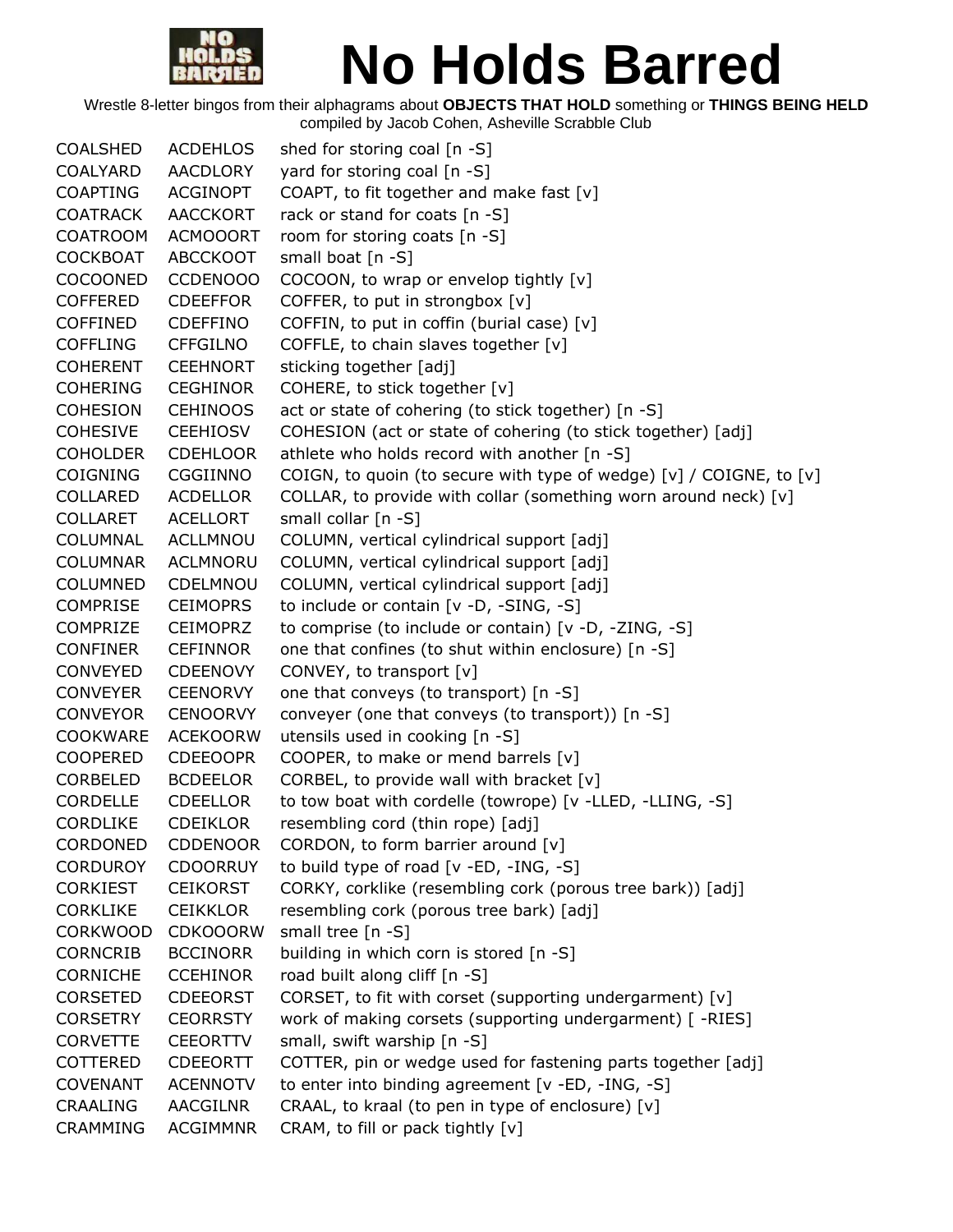# No Holds Barred

Wrestle 8-letter bingos from their alphagrams about **OBJECTS THAT HOLD** something or **THINGS BEING HELD**
compiled by Jacob Cohen, Asheville Scrabble Club

| | | |
|---|---|---|
| COALSHED | ACDEHLOS | shed for storing coal [n -S] |
| COALYARD | AACDLORY | yard for storing coal [n -S] |
| COAPTING | ACGINOPT | COAPT, to fit together and make fast [v] |
| COATRACK | AACCKORT | rack or stand for coats [n -S] |
| COATROOM | ACMOOORT | room for storing coats [n -S] |
| COCKBOAT | ABCCKOOT | small boat [n -S] |
| COCOONED | CCDENOOO | COCOON, to wrap or envelop tightly [v] |
| COFFERED | CDEEFFOR | COFFER, to put in strongbox [v] |
| COFFINED | CDEFFINO | COFFIN, to put in coffin (burial case) [v] |
| COFFLING | CFFGILNO | COFFLE, to chain slaves together [v] |
| COHERENT | CEEHNORT | sticking together [adj] |
| COHERING | CEGHINOR | COHERE, to stick together [v] |
| COHESION | CEHINOOS | act or state of cohering (to stick together) [n -S] |
| COHESIVE | CEEHIOSV | COHESION (act or state of cohering (to stick together) [adj] |
| COHOLDER | CDEHLOOR | athlete who holds record with another [n -S] |
| COIGNING | CGGIINNO | COIGN, to quoin (to secure with type of wedge) [v] / COIGNE, to [v] |
| COLLARED | ACDELLOR | COLLAR, to provide with collar (something worn around neck) [v] |
| COLLARET | ACELLORT | small collar [n -S] |
| COLUMNAL | ACLLMNOU | COLUMN, vertical cylindrical support [adj] |
| COLUMNAR | ACLMNORU | COLUMN, vertical cylindrical support [adj] |
| COLUMNED | CDELMNOU | COLUMN, vertical cylindrical support [adj] |
| COMPRISE | CEIMOPRS | to include or contain [v -D, -SING, -S] |
| COMPRIZE | CEIMOPRZ | to comprise (to include or contain) [v -D, -ZING, -S] |
| CONFINER | CEFINNOR | one that confines (to shut within enclosure) [n -S] |
| CONVEYED | CDEENOVY | CONVEY, to transport [v] |
| CONVEYER | CEENORVY | one that conveys (to transport) [n -S] |
| CONVEYOR | CENOORVY | conveyer (one that conveys (to transport)) [n -S] |
| COOKWARE | ACEKOORW | utensils used in cooking [n -S] |
| COOPERED | CDEEOOPR | COOPER, to make or mend barrels [v] |
| CORBELED | BCDEELOR | CORBEL, to provide wall with bracket [v] |
| CORDELLE | CDEELLOR | to tow boat with cordelle (towrope) [v -LLED, -LLING, -S] |
| CORDLIKE | CDEIKLOR | resembling cord (thin rope) [adj] |
| CORDONED | CDDENOOR | CORDON, to form barrier around [v] |
| CORDUROY | CDOORRUY | to build type of road [v -ED, -ING, -S] |
| CORKIEST | CEIKORST | CORKY, corklike (resembling cork (porous tree bark)) [adj] |
| CORKLIKE | CEIKKLOR | resembling cork (porous tree bark) [adj] |
| CORKWOOD | CDKOOORW | small tree [n -S] |
| CORNCRIB | BCCINORR | building in which corn is stored [n -S] |
| CORNICHE | CCEHINOR | road built along cliff [n -S] |
| CORSETED | CDEEORST | CORSET, to fit with corset (supporting undergarment) [v] |
| CORSETRY | CEORRSTY | work of making corsets (supporting undergarment) [ -RIES] |
| CORVETTE | CEEORTTV | small, swift warship [n -S] |
| COTTERED | CDEEORTT | COTTER, pin or wedge used for fastening parts together [adj] |
| COVENANT | ACENNOTV | to enter into binding agreement [v -ED, -ING, -S] |
| CRAALING | AACGILNR | CRAAL, to kraal (to pen in type of enclosure) [v] |
| CRAMMING | ACGIMMNR | CRAM, to fill or pack tightly [v] |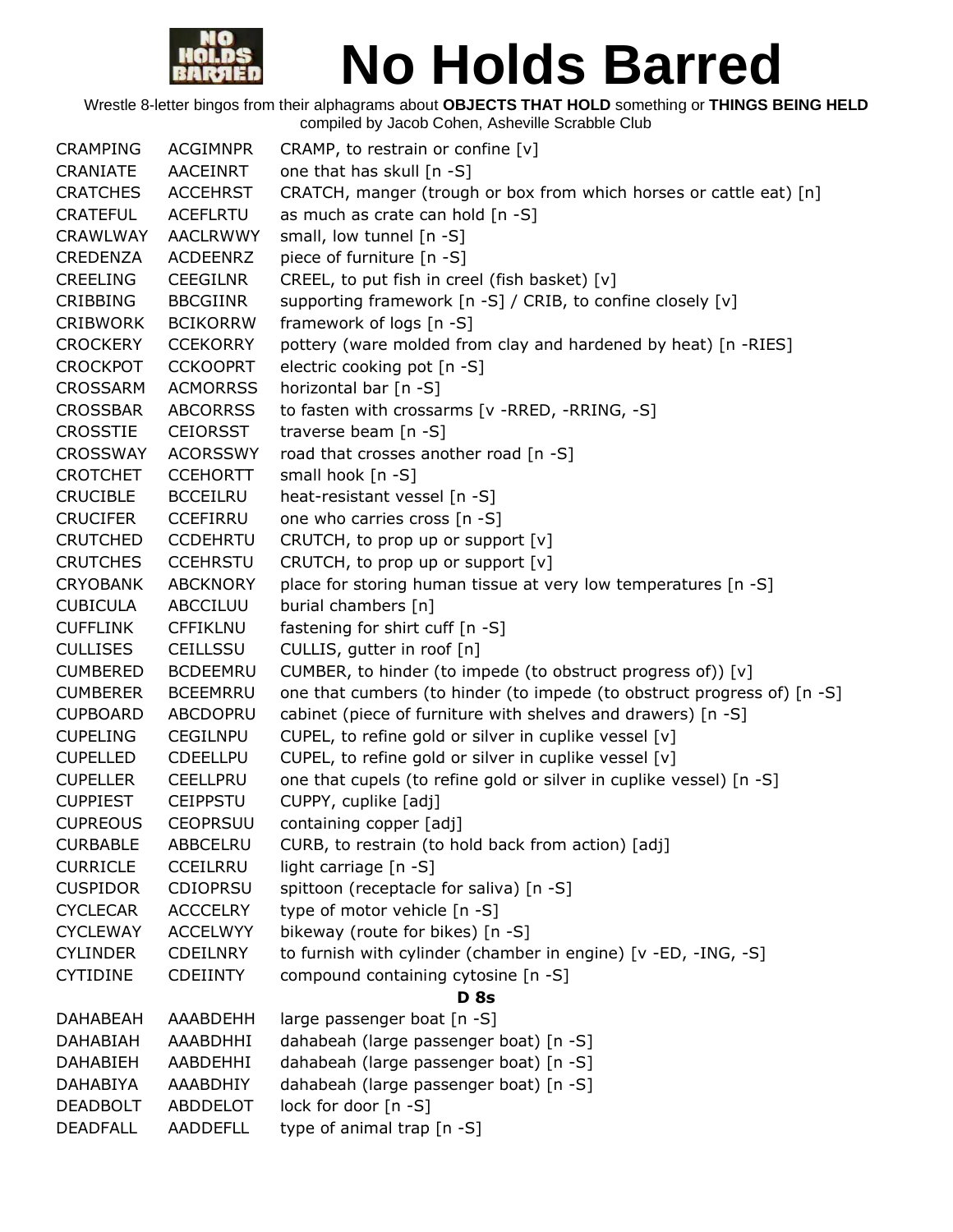# No Holds Barred

Wrestle 8-letter bingos from their alphagrams about **OBJECTS THAT HOLD** something or **THINGS BEING HELD**
compiled by Jacob Cohen, Asheville Scrabble Club

| | | |
|---|---|---|
| CRAMPING | ACGIMNPR | CRAMP, to restrain or confine [v] |
| CRANIATE | AACEINRT | one that has skull [n -S] |
| CRATCHES | ACCEHRST | CRATCH, manger (trough or box from which horses or cattle eat) [n] |
| CRATEFUL | ACEFLRTU | as much as crate can hold [n -S] |
| CRAWLWAY | AACLRWWY | small, low tunnel [n -S] |
| CREDENZA | ACDEENRZ | piece of furniture [n -S] |
| CREELING | CEEGILNR | CREEL, to put fish in creel (fish basket) [v] |
| CRIBBING | BBCGIINR | supporting framework [n -S] / CRIB, to confine closely [v] |
| CRIBWORK | BCIKORRW | framework of logs [n -S] |
| CROCKERY | CCEKORRY | pottery (ware molded from clay and hardened by heat) [n -RIES] |
| CROCKPOT | CCKOOPRT | electric cooking pot [n -S] |
| CROSSARM | ACMORRSS | horizontal bar [n -S] |
| CROSSBAR | ABCORRSS | to fasten with crossarms [v -RRED, -RRING, -S] |
| CROSSTIE | CEIORSST | traverse beam [n -S] |
| CROSSWAY | ACORSSWY | road that crosses another road [n -S] |
| CROTCHET | CCEHORTT | small hook [n -S] |
| CRUCIBLE | BCCEILRU | heat-resistant vessel [n -S] |
| CRUCIFER | CCEFIRRU | one who carries cross [n -S] |
| CRUTCHED | CCDEHRTU | CRUTCH, to prop up or support [v] |
| CRUTCHES | CCEHRSTU | CRUTCH, to prop up or support [v] |
| CRYOBANK | ABCKNORY | place for storing human tissue at very low temperatures [n -S] |
| CUBICULA | ABCCILUU | burial chambers [n] |
| CUFFLINK | CFFIKLNU | fastening for shirt cuff [n -S] |
| CULLISES | CEILLSSU | CULLIS, gutter in roof [n] |
| CUMBERED | BCDEEMRU | CUMBER, to hinder (to impede (to obstruct progress of)) [v] |
| CUMBERER | BCEEMRRU | one that cumbers (to hinder (to impede (to obstruct progress of) [n -S] |
| CUPBOARD | ABCDOPRU | cabinet (piece of furniture with shelves and drawers) [n -S] |
| CUPELING | CEGILNPU | CUPEL, to refine gold or silver in cuplike vessel [v] |
| CUPELLED | CDEELLPU | CUPEL, to refine gold or silver in cuplike vessel [v] |
| CUPELLER | CEELLPRU | one that cupels (to refine gold or silver in cuplike vessel) [n -S] |
| CUPPIEST | CEIPPSTU | CUPPY, cuplike [adj] |
| CUPREOUS | CEOPRSUU | containing copper [adj] |
| CURBABLE | ABBCELRU | CURB, to restrain (to hold back from action) [adj] |
| CURRICLE | CCEILRRU | light carriage [n -S] |
| CUSPIDOR | CDIOPRSU | spittoon (receptacle for saliva) [n -S] |
| CYCLECAR | ACCCELRY | type of motor vehicle [n -S] |
| CYCLEWAY | ACCELWYY | bikeway (route for bikes) [n -S] |
| CYLINDER | CDEILNRY | to furnish with cylinder (chamber in engine) [v -ED, -ING, -S] |
| CYTIDINE | CDEIINTY | compound containing cytosine [n -S] |

**D 8s**

| | | |
|---|---|---|
| DAHABEAH | AAABDEHH | large passenger boat [n -S] |
| DAHABIAH | AAABDHHI | dahabeah (large passenger boat) [n -S] |
| DAHABIEH | AABDEHHI | dahabeah (large passenger boat) [n -S] |
| DAHABIYA | AAABDHIY | dahabeah (large passenger boat) [n -S] |
| DEADBOLT | ABDDELOT | lock for door [n -S] |
| DEADFALL | AADDEFLL | type of animal trap [n -S] |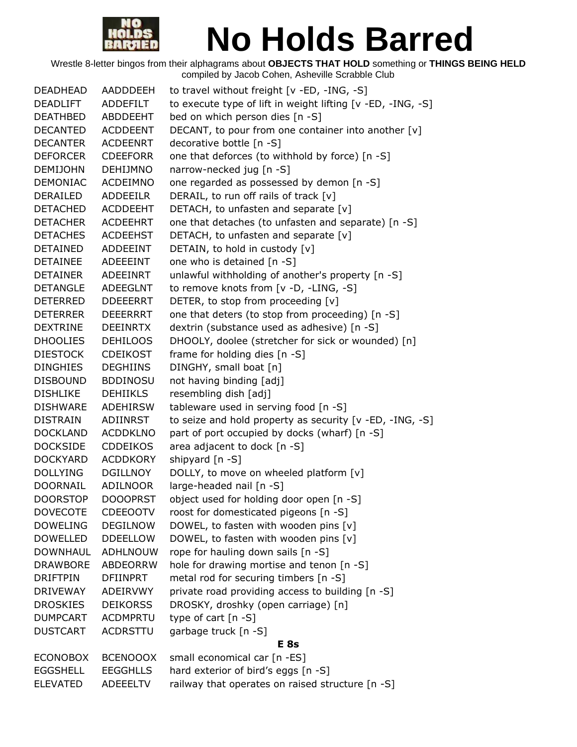# No Holds Barred

Wrestle 8-letter bingos from their alphagrams about **OBJECTS THAT HOLD** something or **THINGS BEING HELD**
compiled by Jacob Cohen, Asheville Scrabble Club

| | | |
|---|---|---|
| DEADHEAD | AADDDEEH | to travel without freight [v -ED, -ING, -S] |
| DEADLIFT | ADDEFILT | to execute type of lift in weight lifting [v -ED, -ING, -S] |
| DEATHBED | ABDDEEHT | bed on which person dies [n -S] |
| DECANTED | ACDDEENT | DECANT, to pour from one container into another [v] |
| DECANTER | ACDEENRT | decorative bottle [n -S] |
| DEFORCER | CDEEFORR | one that deforces (to withhold by force) [n -S] |
| DEMIJOHN | DEHIJMNO | narrow-necked jug [n -S] |
| DEMONIAC | ACDEIMNO | one regarded as possessed by demon [n -S] |
| DERAILED | ADDEEILR | DERAIL, to run off rails of track [v] |
| DETACHED | ACDDEEHT | DETACH, to unfasten and separate [v] |
| DETACHER | ACDEEHRT | one that detaches (to unfasten and separate) [n -S] |
| DETACHES | ACDEEHST | DETACH, to unfasten and separate [v] |
| DETAINED | ADDEEINT | DETAIN, to hold in custody [v] |
| DETAINEE | ADEEEINT | one who is detained [n -S] |
| DETAINER | ADEEINRT | unlawful withholding of another's property [n -S] |
| DETANGLE | ADEEGLNT | to remove knots from [v -D, -LING, -S] |
| DETERRED | DDEEERRT | DETER, to stop from proceeding [v] |
| DETERRER | DEEERRRT | one that deters (to stop from proceeding) [n -S] |
| DEXTRINE | DEEINRTX | dextrin (substance used as adhesive) [n -S] |
| DHOOLIES | DEHILOOS | DHOOLY, doolee (stretcher for sick or wounded) [n] |
| DIESTOCK | CDEIKOST | frame for holding dies [n -S] |
| DINGHIES | DEGHIINS | DINGHY, small boat [n] |
| DISBOUND | BDDINOSU | not having binding [adj] |
| DISHLIKE | DEHIIKLS | resembling dish [adj] |
| DISHWARE | ADEHIRSW | tableware used in serving food [n -S] |
| DISTRAIN | ADIINRST | to seize and hold property as security [v -ED, -ING, -S] |
| DOCKLAND | ACDDKLNO | part of port occupied by docks (wharf) [n -S] |
| DOCKSIDE | CDDEIKOS | area adjacent to dock [n -S] |
| DOCKYARD | ACDDKORY | shipyard [n -S] |
| DOLLYING | DGILLNOY | DOLLY, to move on wheeled platform [v] |
| DOORNAIL | ADILNOOR | large-headed nail [n -S] |
| DOORSTOP | DOOOPRST | object used for holding door open [n -S] |
| DOVECOTE | CDEEOOTV | roost for domesticated pigeons [n -S] |
| DOWELING | DEGILNOW | DOWEL, to fasten with wooden pins [v] |
| DOWELLED | DDEELLOW | DOWEL, to fasten with wooden pins [v] |
| DOWNHAUL | ADHLNOUW | rope for hauling down sails [n -S] |
| DRAWBORE | ABDEORRW | hole for drawing mortise and tenon [n -S] |
| DRIFTPIN | DFIINPRT | metal rod for securing timbers [n -S] |
| DRIVEWAY | ADEIRVWY | private road providing access to building [n -S] |
| DROSKIES | DEIKORSS | DROSKY, droshky (open carriage) [n] |
| DUMPCART | ACDMPRTU | type of cart [n -S] |
| DUSTCART | ACDRSTTU | garbage truck [n -S] |

**E 8s**

| | | |
|---|---|---|
| ECONOBOX | BCENOOOX | small economical car [n -ES] |
| EGGSHELL | EEGGHLLS | hard exterior of bird's eggs [n -S] |
| ELEVATED | ADEEELTV | railway that operates on raised structure [n -S] |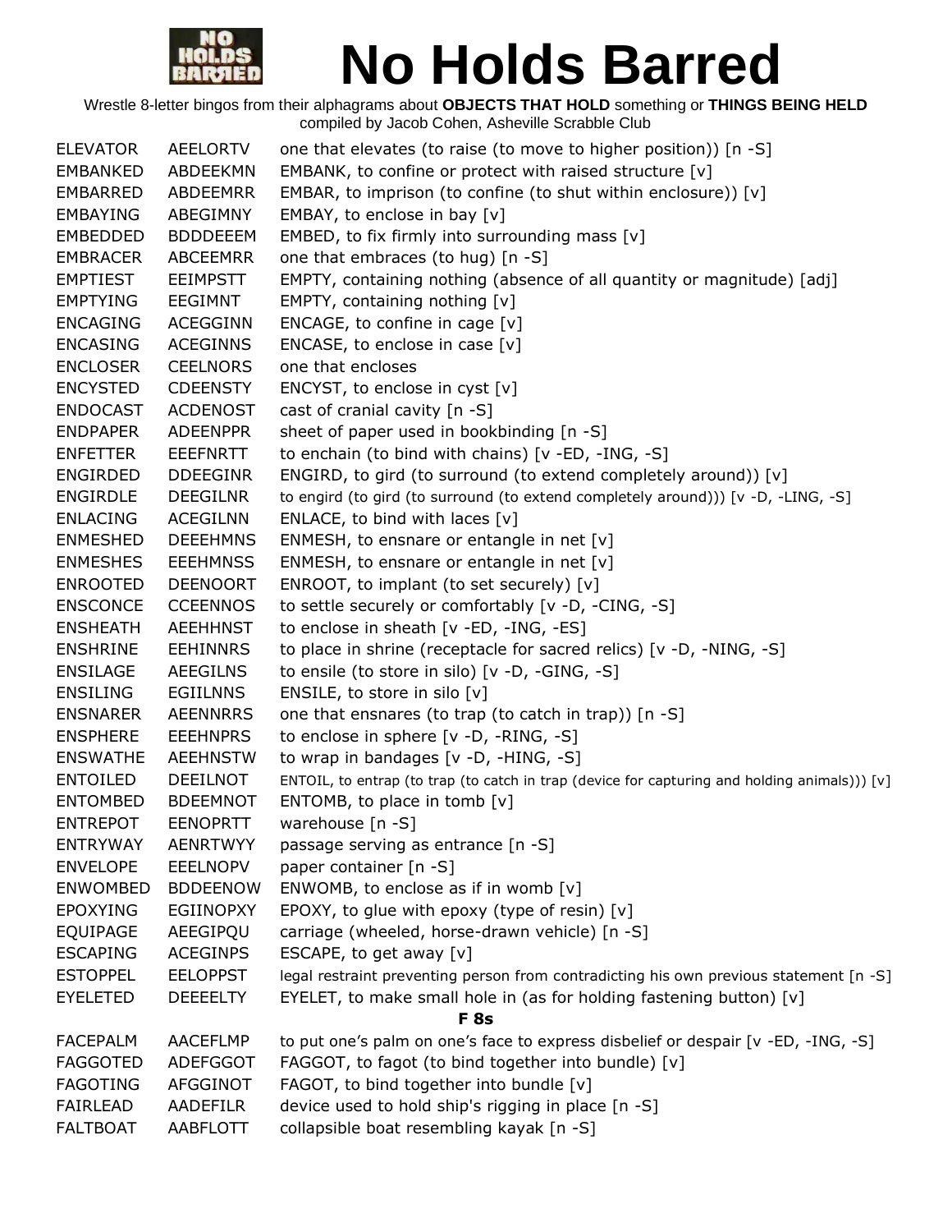# No Holds Barred

Wrestle 8-letter bingos from their alphagrams about **OBJECTS THAT HOLD** something or **THINGS BEING HELD**
compiled by Jacob Cohen, Asheville Scrabble Club

| | | |
|---|---|---|
| ELEVATOR | AEELORTV | one that elevates (to raise (to move to higher position)) [n -S] |
| EMBANKED | ABDEEKMN | EMBANK, to confine or protect with raised structure [v] |
| EMBARRED | ABDEEMRR | EMBAR, to imprison (to confine (to shut within enclosure)) [v] |
| EMBAYING | ABEGIMNY | EMBAY, to enclose in bay [v] |
| EMBEDDED | BDDDEEEM | EMBED, to fix firmly into surrounding mass [v] |
| EMBRACER | ABCEEMRR | one that embraces (to hug) [n -S] |
| EMPTIEST | EEIMPSTT | EMPTY, containing nothing (absence of all quantity or magnitude) [adj] |
| EMPTYING | EEGIMNT | EMPTY, containing nothing [v] |
| ENCAGING | ACEGGINN | ENCAGE, to confine in cage [v] |
| ENCASING | ACEGINNS | ENCASE, to enclose in case [v] |
| ENCLOSER | CEELNORS | one that encloses |
| ENCYSTED | CDEENSTY | ENCYST, to enclose in cyst [v] |
| ENDOCAST | ACDENOST | cast of cranial cavity [n -S] |
| ENDPAPER | ADEENPPR | sheet of paper used in bookbinding [n -S] |
| ENFETTER | EEEFNRTT | to enchain (to bind with chains) [v -ED, -ING, -S] |
| ENGIRDED | DDEEGINR | ENGIRD, to gird (to surround (to extend completely around)) [v] |
| ENGIRDLE | DEEGILNR | to engird (to gird (to surround (to extend completely around))) [v -D, -LING, -S] |
| ENLACING | ACEGILNN | ENLACE, to bind with laces [v] |
| ENMESHED | DEEEHMNS | ENMESH, to ensnare or entangle in net [v] |
| ENMESHES | EEEHMNSS | ENMESH, to ensnare or entangle in net [v] |
| ENROOTED | DEENOORT | ENROOT, to implant (to set securely) [v] |
| ENSCONCE | CCEENNOS | to settle securely or comfortably [v -D, -CING, -S] |
| ENSHEATH | AEEHHNST | to enclose in sheath [v -ED, -ING, -ES] |
| ENSHRINE | EEHINNRS | to place in shrine (receptacle for sacred relics) [v -D, -NING, -S] |
| ENSILAGE | AEEGILNS | to ensile (to store in silo) [v -D, -GING, -S] |
| ENSILING | EGIILNNS | ENSILE, to store in silo [v] |
| ENSNARER | AEENNRRS | one that ensnares (to trap (to catch in trap)) [n -S] |
| ENSPHERE | EEEHNPRS | to enclose in sphere [v -D, -RING, -S] |
| ENSWATHE | AEEHNSTW | to wrap in bandages [v -D, -HING, -S] |
| ENTOILED | DEEILNOT | ENTOIL, to entrap (to trap (to catch in trap (device for capturing and holding animals))) [v] |
| ENTOMBED | BDEEMNOT | ENTOMB, to place in tomb [v] |
| ENTREPOT | EENOPRTT | warehouse [n -S] |
| ENTRYWAY | AENRTWYY | passage serving as entrance [n -S] |
| ENVELOPE | EEELNOPV | paper container [n -S] |
| ENWOMBED | BDDEENOW | ENWOMB, to enclose as if in womb [v] |
| EPOXYING | EGIINOPXY | EPOXY, to glue with epoxy (type of resin) [v] |
| EQUIPAGE | AEEGIPQU | carriage (wheeled, horse-drawn vehicle) [n -S] |
| ESCAPING | ACEGINPS | ESCAPE, to get away [v] |
| ESTOPPEL | EELOPPST | legal restraint preventing person from contradicting his own previous statement [n -S] |
| EYELETED | DEEEELTY | EYELET, to make small hole in (as for holding fastening button) [v] |

**F 8s**

| | | |
|---|---|---|
| FACEPALM | AACEFLMP | to put one's palm on one's face to express disbelief or despair [v -ED, -ING, -S] |
| FAGGOTED | ADEFGGOT | FAGGOT, to fagot (to bind together into bundle) [v] |
| FAGOTING | AFGGINOT | FAGOT, to bind together into bundle [v] |
| FAIRLEAD | AADEFILR | device used to hold ship's rigging in place [n -S] |
| FALTBOAT | AABFLOTT | collapsible boat resembling kayak [n -S] |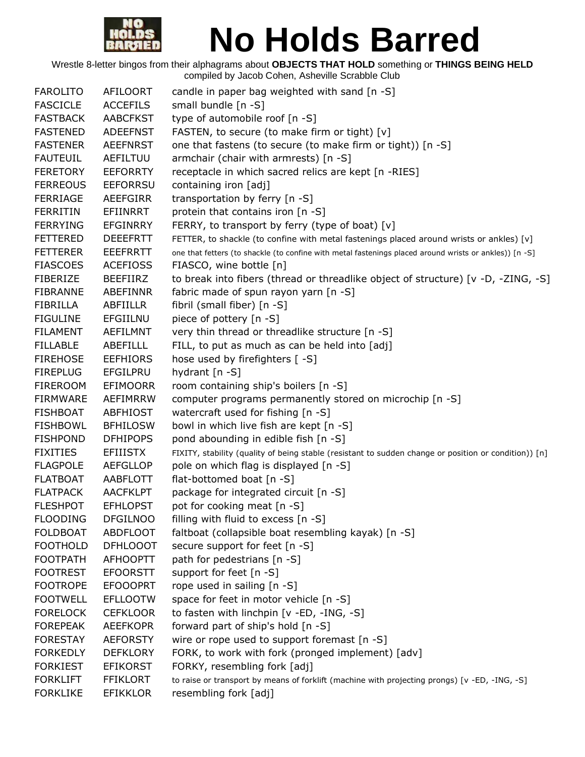# No Holds Barred

Wrestle 8-letter bingos from their alphagrams about **OBJECTS THAT HOLD** something or **THINGS BEING HELD**
compiled by Jacob Cohen, Asheville Scrabble Club

| | | |
|---|---|---|
| FAROLITO | AFILOORT | candle in paper bag weighted with sand [n -S] |
| FASCICLE | ACCEFILS | small bundle [n -S] |
| FASTBACK | AABCFKST | type of automobile roof [n -S] |
| FASTENED | ADEEFNST | FASTEN, to secure (to make firm or tight) [v] |
| FASTENER | AEEFNRST | one that fastens (to secure (to make firm or tight)) [n -S] |
| FAUTEUIL | AEFILTUU | armchair (chair with armrests) [n -S] |
| FERETORY | EEFORRTY | receptacle in which sacred relics are kept [n -RIES] |
| FERREOUS | EEFORRSU | containing iron [adj] |
| FERRIAGE | AEEFGIRR | transportation by ferry [n -S] |
| FERRITIN | EFIINRRT | protein that contains iron [n -S] |
| FERRYING | EFGINRRY | FERRY, to transport by ferry (type of boat) [v] |
| FETTERED | DEEEFRTT | FETTER, to shackle (to confine with metal fastenings placed around wrists or ankles) [v] |
| FETTERER | EEEFRRTT | one that fetters (to shackle (to confine with metal fastenings placed around wrists or ankles)) [n -S] |
| FIASCOES | ACEFIOSS | FIASCO, wine bottle [n] |
| FIBERIZE | BEEFIIRZ | to break into fibers (thread or threadlike object of structure) [v -D, -ZING, -S] |
| FIBRANNE | ABEFINNR | fabric made of spun rayon yarn [n -S] |
| FIBRILLA | ABFIILLR | fibril (small fiber) [n -S] |
| FIGULINE | EFGIILNU | piece of pottery [n -S] |
| FILAMENT | AEFILMNT | very thin thread or threadlike structure [n -S] |
| FILLABLE | ABEFILLL | FILL, to put as much as can be held into [adj] |
| FIREHOSE | EEFHIORS | hose used by firefighters [ -S] |
| FIREPLUG | EFGILPRU | hydrant [n -S] |
| FIREROOM | EFIMOORR | room containing ship's boilers [n -S] |
| FIRMWARE | AEFIMRRW | computer programs permanently stored on microchip [n -S] |
| FISHBOAT | ABFHIOST | watercraft used for fishing [n -S] |
| FISHBOWL | BFHILOSW | bowl in which live fish are kept [n -S] |
| FISHPOND | DFHIPOPS | pond abounding in edible fish [n -S] |
| FIXITIES | EFIIISTX | FIXITY, stability (quality of being stable (resistant to sudden change or position or condition)) [n] |
| FLAGPOLE | AEFGLLOP | pole on which flag is displayed [n -S] |
| FLATBOAT | AABFLOTT | flat-bottomed boat [n -S] |
| FLATPACK | AACFKLPT | package for integrated circuit [n -S] |
| FLESHPOT | EFHLOPST | pot for cooking meat [n -S] |
| FLOODING | DFGILNOO | filling with fluid to excess [n -S] |
| FOLDBOAT | ABDFLOOT | faltboat (collapsible boat resembling kayak) [n -S] |
| FOOTHOLD | DFHLOOOT | secure support for feet [n -S] |
| FOOTPATH | AFHOOPTT | path for pedestrians [n -S] |
| FOOTREST | EFOORSTT | support for feet [n -S] |
| FOOTROPE | EFOOOPRT | rope used in sailing [n -S] |
| FOOTWELL | EFLLOOTW | space for feet in motor vehicle [n -S] |
| FORELOCK | CEFKLOOR | to fasten with linchpin [v -ED, -ING, -S] |
| FOREPEAK | AEEFKOPR | forward part of ship's hold [n -S] |
| FORESTAY | AEFORSTY | wire or rope used to support foremast [n -S] |
| FORKEDLY | DEFKLORY | FORK, to work with fork (pronged implement) [adv] |
| FORKIEST | EFIKORST | FORKY, resembling fork [adj] |
| FORKLIFT | FFIKLORT | to raise or transport by means of forklift (machine with projecting prongs) [v -ED, -ING, -S] |
| FORKLIKE | EFIKKLOR | resembling fork [adj] |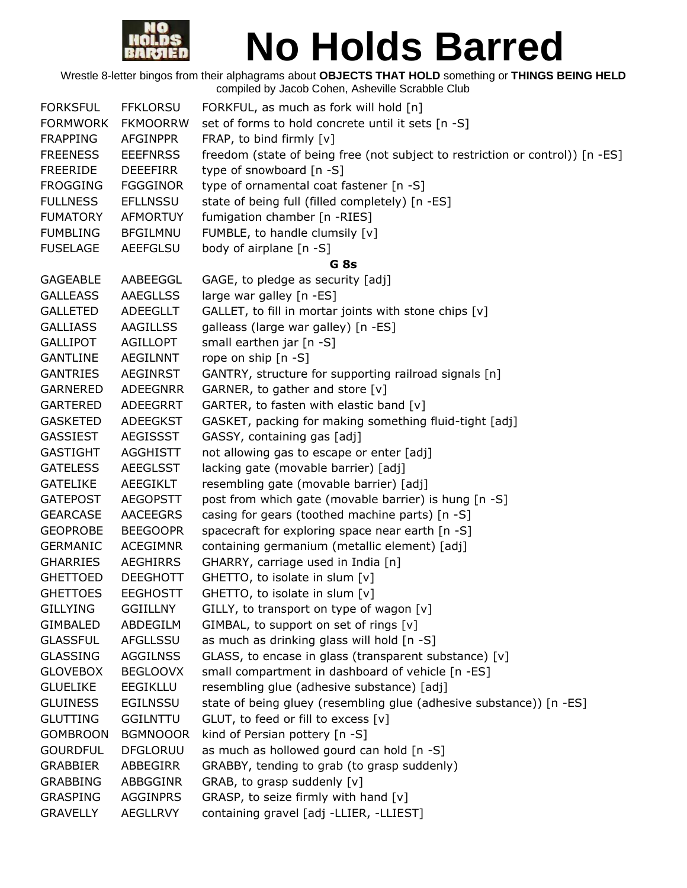# No Holds Barred

Wrestle 8-letter bingos from their alphagrams about **OBJECTS THAT HOLD** something or **THINGS BEING HELD**
compiled by Jacob Cohen, Asheville Scrabble Club

| | | |
|---|---|---|
| FORKSFUL | FFKLORSU | FORKFUL, as much as fork will hold [n] |
| FORMWORK | FKMOORRW | set of forms to hold concrete until it sets [n -S] |
| FRAPPING | AFGINPPR | FRAP, to bind firmly [v] |
| FREENESS | EEEFNRSS | freedom (state of being free (not subject to restriction or control)) [n -ES] |
| FREERIDE | DEEEFIRR | type of snowboard [n -S] |
| FROGGING | FGGGINOR | type of ornamental coat fastener [n -S] |
| FULLNESS | EFLLNSSU | state of being full (filled completely) [n -ES] |
| FUMATORY | AFMORTUY | fumigation chamber [n -RIES] |
| FUMBLING | BFGILMNU | FUMBLE, to handle clumsily [v] |
| FUSELAGE | AEEFGLSU | body of airplane [n -S] |
| | | **G 8s** |
| GAGEABLE | AABEEGGL | GAGE, to pledge as security [adj] |
| GALLEASS | AAEGLLSS | large war galley [n -ES] |
| GALLETED | ADEEGLLT | GALLET, to fill in mortar joints with stone chips [v] |
| GALLIASS | AAGILLSS | galleass (large war galley) [n -ES] |
| GALLIPOT | AGILLOPT | small earthen jar [n -S] |
| GANTLINE | AEGILNNT | rope on ship [n -S] |
| GANTRIES | AEGINRST | GANTRY, structure for supporting railroad signals [n] |
| GARNERED | ADEEGNRR | GARNER, to gather and store [v] |
| GARTERED | ADEEGRRT | GARTER, to fasten with elastic band [v] |
| GASKETED | ADEEGKST | GASKET, packing for making something fluid-tight [adj] |
| GASSIEST | AEGISSST | GASSY, containing gas [adj] |
| GASTIGHT | AGGHISTT | not allowing gas to escape or enter [adj] |
| GATELESS | AEEGLSST | lacking gate (movable barrier) [adj] |
| GATELIKE | AEEGIKLT | resembling gate (movable barrier) [adj] |
| GATEPOST | AEGOPSTT | post from which gate (movable barrier) is hung [n -S] |
| GEARCASE | AACEEGRS | casing for gears (toothed machine parts) [n -S] |
| GEOPROBE | BEEGOOPR | spacecraft for exploring space near earth [n -S] |
| GERMANIC | ACEGIMNR | containing germanium (metallic element) [adj] |
| GHARRIES | AEGHIRRS | GHARRY, carriage used in India [n] |
| GHETTOED | DEEGHOTT | GHETTO, to isolate in slum [v] |
| GHETTOES | EEGHOSTT | GHETTO, to isolate in slum [v] |
| GILLYING | GGIILLNY | GILLY, to transport on type of wagon [v] |
| GIMBALED | ABDEGILM | GIMBAL, to support on set of rings [v] |
| GLASSFUL | AFGLLSSU | as much as drinking glass will hold [n -S] |
| GLASSING | AGGILNSS | GLASS, to encase in glass (transparent substance) [v] |
| GLOVEBOX | BEGLOOVX | small compartment in dashboard of vehicle [n -ES] |
| GLUELIKE | EEGIKLLU | resembling glue (adhesive substance) [adj] |
| GLUINESS | EGILNSSU | state of being gluey (resembling glue (adhesive substance)) [n -ES] |
| GLUTTING | GGILNTTU | GLUT, to feed or fill to excess [v] |
| GOMBROON | BGMNOOOR | kind of Persian pottery [n -S] |
| GOURDFUL | DFGLORUU | as much as hollowed gourd can hold [n -S] |
| GRABBIER | ABBEGIRR | GRABBY, tending to grab (to grasp suddenly) |
| GRABBING | ABBGGINR | GRAB, to grasp suddenly [v] |
| GRASPING | AGGINPRS | GRASP, to seize firmly with hand [v] |
| GRAVELLY | AEGLLRVY | containing gravel [adj -LLIER, -LLIEST] |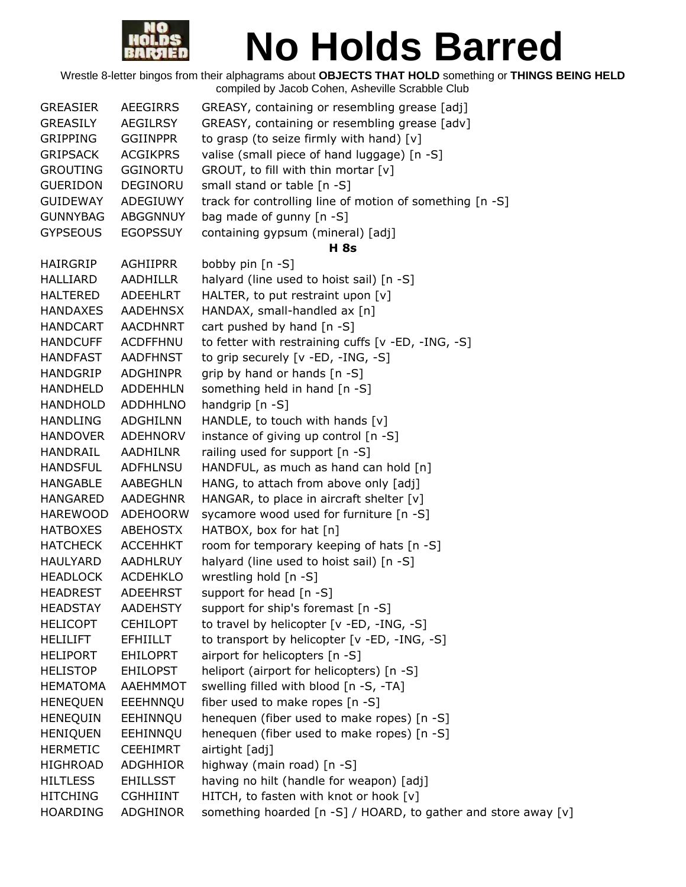# No Holds Barred

Wrestle 8-letter bingos from their alphagrams about **OBJECTS THAT HOLD** something or **THINGS BEING HELD**
compiled by Jacob Cohen, Asheville Scrabble Club

| | | |
|---|---|---|
| GREASIER | AEEGIRRS | GREASY, containing or resembling grease [adj] |
| GREASILY | AEGILRSY | GREASY, containing or resembling grease [adv] |
| GRIPPING | GGIINPPR | to grasp (to seize firmly with hand) [v] |
| GRIPSACK | ACGIKPRS | valise (small piece of hand luggage) [n -S] |
| GROUTING | GGINORTU | GROUT, to fill with thin mortar [v] |
| GUERIDON | DEGINORU | small stand or table [n -S] |
| GUIDEWAY | ADEGIUWY | track for controlling line of motion of something [n -S] |
| GUNNYBAG | ABGGNNUY | bag made of gunny [n -S] |
| GYPSEOUS | EGOPSSUY | containing gypsum (mineral) [adj] |
| | | **H 8s** |
| HAIRGRIP | AGHIIPRR | bobby pin [n -S] |
| HALLIARD | AADHILLR | halyard (line used to hoist sail) [n -S] |
| HALTERED | ADEEHLRT | HALTER, to put restraint upon [v] |
| HANDAXES | AADEHNSX | HANDAX, small-handled ax [n] |
| HANDCART | AACDHNRT | cart pushed by hand [n -S] |
| HANDCUFF | ACDFFHNU | to fetter with restraining cuffs [v -ED, -ING, -S] |
| HANDFAST | AADFHNST | to grip securely [v -ED, -ING, -S] |
| HANDGRIP | ADGHINPR | grip by hand or hands [n -S] |
| HANDHELD | ADDEHHLN | something held in hand [n -S] |
| HANDHOLD | ADDHHLNO | handgrip [n -S] |
| HANDLING | ADGHILNN | HANDLE, to touch with hands [v] |
| HANDOVER | ADEHNORV | instance of giving up control [n -S] |
| HANDRAIL | AADHILNR | railing used for support [n -S] |
| HANDSFUL | ADFHLNSU | HANDFUL, as much as hand can hold [n] |
| HANGABLE | AABEGHLN | HANG, to attach from above only [adj] |
| HANGARED | AADEGHNR | HANGAR, to place in aircraft shelter [v] |
| HAREWOOD | ADEHOORW | sycamore wood used for furniture [n -S] |
| HATBOXES | ABEHOSTX | HATBOX, box for hat [n] |
| HATCHECK | ACCEHHKT | room for temporary keeping of hats [n -S] |
| HAULYARD | AADHLRUY | halyard (line used to hoist sail) [n -S] |
| HEADLOCK | ACDEHKLO | wrestling hold [n -S] |
| HEADREST | ADEEHRST | support for head [n -S] |
| HEADSTAY | AADEHSTY | support for ship's foremast [n -S] |
| HELICOPT | CEHILOPT | to travel by helicopter [v -ED, -ING, -S] |
| HELILIFT | EFHIILLT | to transport by helicopter [v -ED, -ING, -S] |
| HELIPORT | EHILOPRT | airport for helicopters [n -S] |
| HELISTOP | EHILOPST | heliport (airport for helicopters) [n -S] |
| HEMATOMA | AAEHMMOT | swelling filled with blood [n -S, -TA] |
| HENEQUEN | EEEHNNQU | fiber used to make ropes [n -S] |
| HENEQUIN | EEHINNQU | henequen (fiber used to make ropes) [n -S] |
| HENIQUEN | EEHINNQU | henequen (fiber used to make ropes) [n -S] |
| HERMETIC | CEEHIMRT | airtight [adj] |
| HIGHROAD | ADGHHIOR | highway (main road) [n -S] |
| HILTLESS | EHILLSST | having no hilt (handle for weapon) [adj] |
| HITCHING | CGHHIINT | HITCH, to fasten with knot or hook [v] |
| HOARDING | ADGHINOR | something hoarded [n -S] / HOARD, to gather and store away [v] |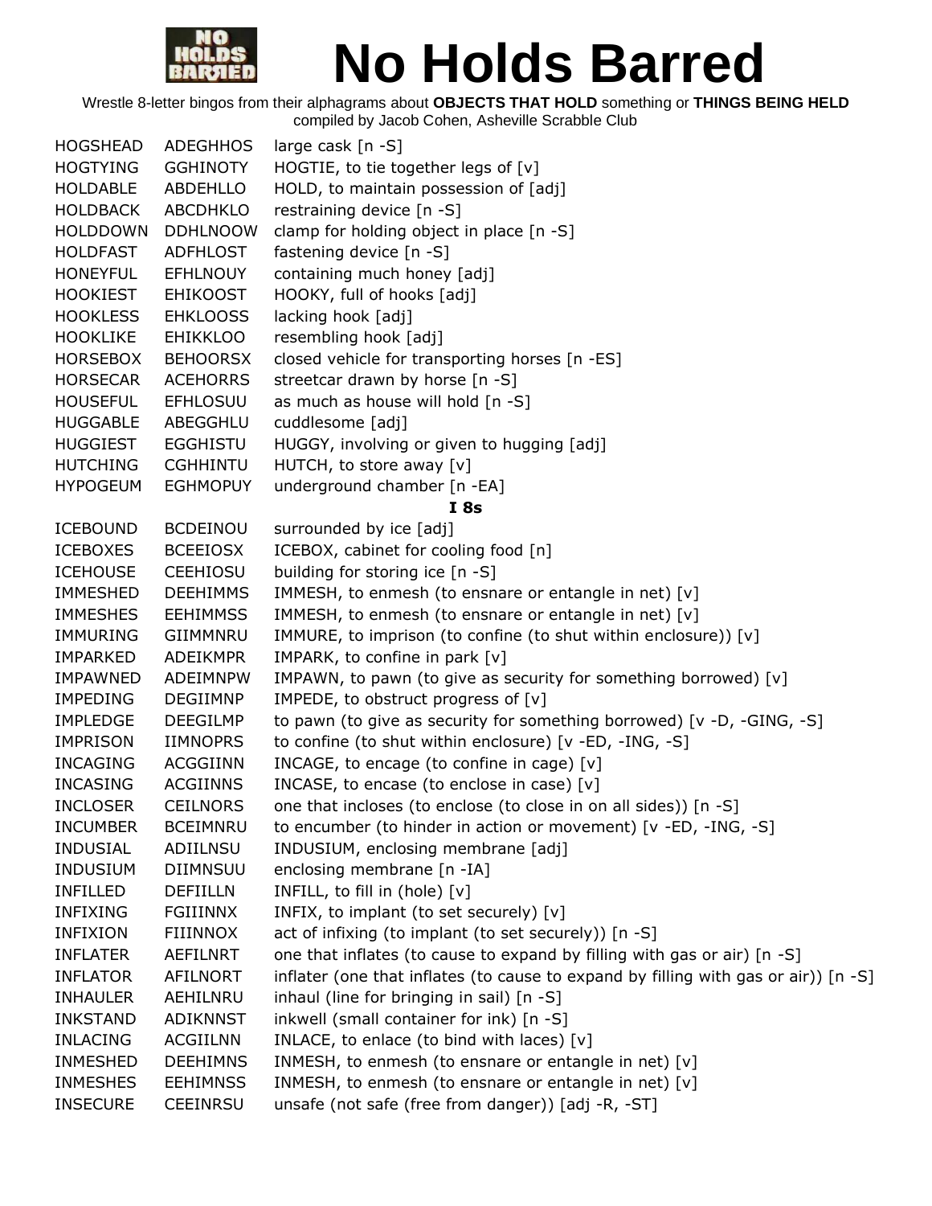# No Holds Barred

Wrestle 8-letter bingos from their alphagrams about **OBJECTS THAT HOLD** something or **THINGS BEING HELD**
compiled by Jacob Cohen, Asheville Scrabble Club

| | | |
|---|---|---|
| HOGSHEAD | ADEGHHOS | large cask [n -S] |
| HOGTYING | GGHINOTY | HOGTIE, to tie together legs of [v] |
| HOLDABLE | ABDEHLLO | HOLD, to maintain possession of [adj] |
| HOLDBACK | ABCDHKLO | restraining device [n -S] |
| HOLDDOWN | DDHLNOOW | clamp for holding object in place [n -S] |
| HOLDFAST | ADFHLOST | fastening device [n -S] |
| HONEYFUL | EFHLNOUY | containing much honey [adj] |
| HOOKIEST | EHIKOOST | HOOKY, full of hooks [adj] |
| HOOKLESS | EHKLOOSS | lacking hook [adj] |
| HOOKLIKE | EHIKKLOO | resembling hook [adj] |
| HORSEBOX | BEHOORSX | closed vehicle for transporting horses [n -ES] |
| HORSECAR | ACEHORRS | streetcar drawn by horse [n -S] |
| HOUSEFUL | EFHLOSUU | as much as house will hold [n -S] |
| HUGGABLE | ABEGGHLU | cuddlesome [adj] |
| HUGGIEST | EGGHISTU | HUGGY, involving or given to hugging [adj] |
| HUTCHING | CGHHINTU | HUTCH, to store away [v] |
| HYPOGEUM | EGHMOPUY | underground chamber [n -EA] |
| | | **I 8s** |
| ICEBOUND | BCDEINOU | surrounded by ice [adj] |
| ICEBOXES | BCEEIOSX | ICEBOX, cabinet for cooling food [n] |
| ICEHOUSE | CEEHIOSU | building for storing ice [n -S] |
| IMMESHED | DEEHIMMS | IMMESH, to enmesh (to ensnare or entangle in net) [v] |
| IMMESHES | EEHIMMSS | IMMESH, to enmesh (to ensnare or entangle in net) [v] |
| IMMURING | GIIMMNRU | IMMURE, to imprison (to confine (to shut within enclosure)) [v] |
| IMPARKED | ADEIKMPR | IMPARK, to confine in park [v] |
| IMPAWNED | ADEIMNPW | IMPAWN, to pawn (to give as security for something borrowed) [v] |
| IMPEDING | DEGIIMNP | IMPEDE, to obstruct progress of [v] |
| IMPLEDGE | DEEGILMP | to pawn (to give as security for something borrowed) [v -D, -GING, -S] |
| IMPRISON | IIMNOPRS | to confine (to shut within enclosure) [v -ED, -ING, -S] |
| INCAGING | ACGGIINN | INCAGE, to encage (to confine in cage) [v] |
| INCASING | ACGIINNS | INCASE, to encase (to enclose in case) [v] |
| INCLOSER | CEILNORS | one that incloses (to enclose (to close in on all sides)) [n -S] |
| INCUMBER | BCEIMNRU | to encumber (to hinder in action or movement) [v -ED, -ING, -S] |
| INDUSIAL | ADIILNSU | INDUSIUM, enclosing membrane [adj] |
| INDUSIUM | DIIMNSUU | enclosing membrane [n -IA] |
| INFILLED | DEFIILLN | INFILL, to fill in (hole) [v] |
| INFIXING | FGIIINNX | INFIX, to implant (to set securely) [v] |
| INFIXION | FIIINNOX | act of infixing (to implant (to set securely)) [n -S] |
| INFLATER | AEFILNRT | one that inflates (to cause to expand by filling with gas or air) [n -S] |
| INFLATOR | AFILNORT | inflater (one that inflates (to cause to expand by filling with gas or air)) [n -S] |
| INHAULER | AEHILNRU | inhaul (line for bringing in sail) [n -S] |
| INKSTAND | ADIKNNST | inkwell (small container for ink) [n -S] |
| INLACING | ACGIILNN | INLACE, to enlace (to bind with laces) [v] |
| INMESHED | DEEHIMNS | INMESH, to enmesh (to ensnare or entangle in net) [v] |
| INMESHES | EEHIMNSS | INMESH, to enmesh (to ensnare or entangle in net) [v] |
| INSECURE | CEEINRSU | unsafe (not safe (free from danger)) [adj -R, -ST] |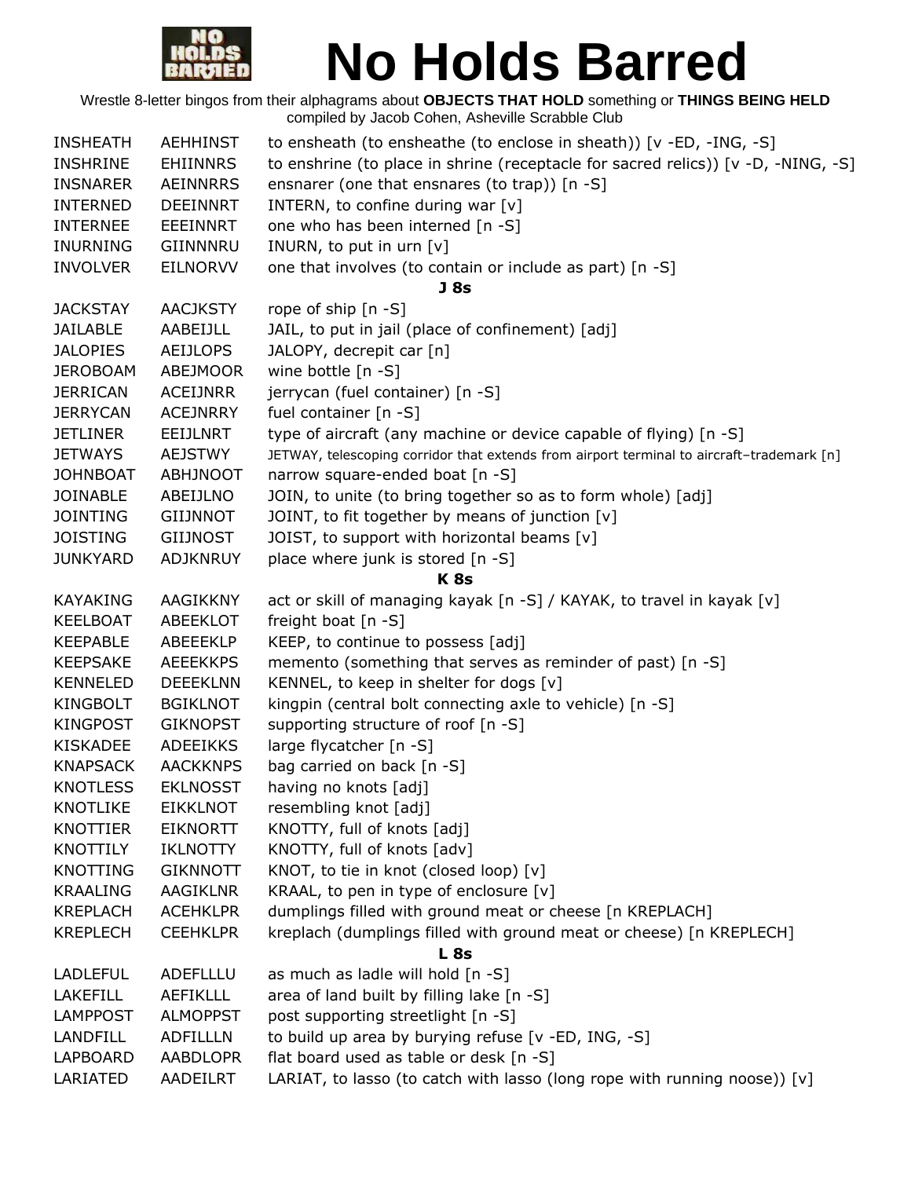# No Holds Barred

Wrestle 8-letter bingos from their alphagrams about **OBJECTS THAT HOLD** something or **THINGS BEING HELD**
compiled by Jacob Cohen, Asheville Scrabble Club

| | | |
|---|---|---|
| INSHEATH | AEHHINST | to ensheath (to ensheathe (to enclose in sheath)) [v -ED, -ING, -S] |
| INSHRINE | EHIINNRS | to enshrine (to place in shrine (receptacle for sacred relics)) [v -D, -NING, -S] |
| INSNARER | AEINNRRS | ensnarer (one that ensnares (to trap)) [n -S] |
| INTERNED | DEEINNRT | INTERN, to confine during war [v] |
| INTERNEE | EEEINNRT | one who has been interned [n -S] |
| INURNING | GIINNNRU | INURN, to put in urn [v] |
| INVOLVER | EILNORVV | one that involves (to contain or include as part) [n -S] |
| | | **J 8s** |
| JACKSTAY | AACJKSTY | rope of ship [n -S] |
| JAILABLE | AABEIJLL | JAIL, to put in jail (place of confinement) [adj] |
| JALOPIES | AEIJLOPS | JALOPY, decrepit car [n] |
| JEROBOAM | ABEJMOOR | wine bottle [n -S] |
| JERRICAN | ACEIJNRR | jerrycan (fuel container) [n -S] |
| JERRYCAN | ACEJNRRY | fuel container [n -S] |
| JETLINER | EEIJLNRT | type of aircraft (any machine or device capable of flying) [n -S] |
| JETWAYS | AEJSTWY | JETWAY, telescoping corridor that extends from airport terminal to aircraft–trademark [n] |
| JOHNBOAT | ABHJNOOT | narrow square-ended boat [n -S] |
| JOINABLE | ABEIJLNO | JOIN, to unite (to bring together so as to form whole) [adj] |
| JOINTING | GIIJNNOT | JOINT, to fit together by means of junction [v] |
| JOISTING | GIIJNOST | JOIST, to support with horizontal beams [v] |
| JUNKYARD | ADJKNRUY | place where junk is stored [n -S] |
| | | **K 8s** |
| KAYAKING | AAGIKKNY | act or skill of managing kayak [n -S] / KAYAK, to travel in kayak [v] |
| KEELBOAT | ABEEKLOT | freight boat [n -S] |
| KEEPABLE | ABEEEKLP | KEEP, to continue to possess [adj] |
| KEEPSAKE | AEEEKKPS | memento (something that serves as reminder of past) [n -S] |
| KENNELED | DEEEKLNN | KENNEL, to keep in shelter for dogs [v] |
| KINGBOLT | BGIKLNOT | kingpin (central bolt connecting axle to vehicle) [n -S] |
| KINGPOST | GIKNOPST | supporting structure of roof [n -S] |
| KISKADEE | ADEEIKKS | large flycatcher [n -S] |
| KNAPSACK | AACKKNPS | bag carried on back [n -S] |
| KNOTLESS | EKLNOSST | having no knots [adj] |
| KNOTLIKE | EIKKLNOT | resembling knot [adj] |
| KNOTTIER | EIKNORTT | KNOTTY, full of knots [adj] |
| KNOTTILY | IKLNOTTY | KNOTTY, full of knots [adv] |
| KNOTTING | GIKNNOTT | KNOT, to tie in knot (closed loop) [v] |
| KRAALING | AAGIKLNR | KRAAL, to pen in type of enclosure [v] |
| KREPLACH | ACEHKLPR | dumplings filled with ground meat or cheese [n KREPLACH] |
| KREPLECH | CEEHKLPR | kreplach (dumplings filled with ground meat or cheese) [n KREPLECH] |
| | | **L 8s** |
| LADLEFUL | ADEFLLLU | as much as ladle will hold [n -S] |
| LAKEFILL | AEFIKLLL | area of land built by filling lake [n -S] |
| LAMPPOST | ALMOPPST | post supporting streetlight [n -S] |
| LANDFILL | ADFILLLN | to build up area by burying refuse [v -ED, ING, -S] |
| LAPBOARD | AABDLOPR | flat board used as table or desk [n -S] |
| LARIATED | AADEILRT | LARIAT, to lasso (to catch with lasso (long rope with running noose)) [v] |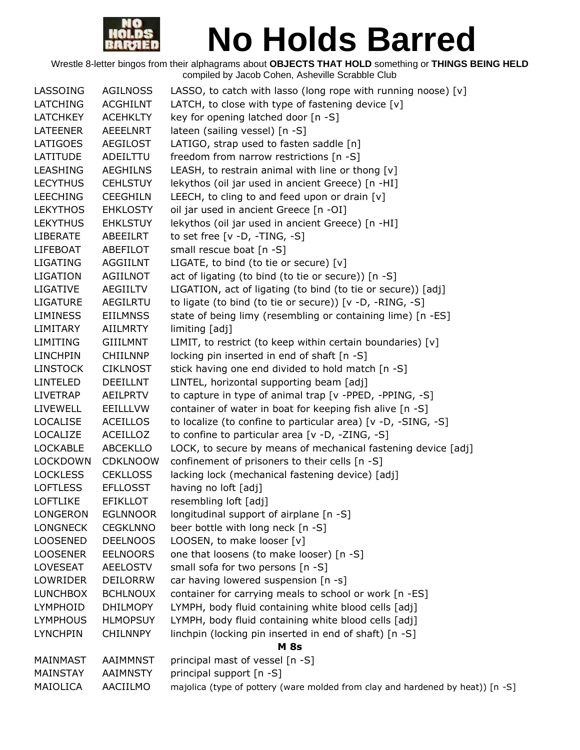# No Holds Barred

Wrestle 8-letter bingos from their alphagrams about **OBJECTS THAT HOLD** something or **THINGS BEING HELD**
compiled by Jacob Cohen, Asheville Scrabble Club

| | | |
|---|---|---|
| LASSOING | AGILNOSS | LASSO, to catch with lasso (long rope with running noose) [v] |
| LATCHING | ACGHILNT | LATCH, to close with type of fastening device [v] |
| LATCHKEY | ACEHKLTY | key for opening latched door [n -S] |
| LATEENER | AEEELNRT | lateen (sailing vessel) [n -S] |
| LATIGOES | AEGILOST | LATIGO, strap used to fasten saddle [n] |
| LATITUDE | ADEILTTU | freedom from narrow restrictions [n -S] |
| LEASHING | AEGHILNS | LEASH, to restrain animal with line or thong [v] |
| LECYTHUS | CEHLSTUY | lekythos (oil jar used in ancient Greece) [n -HI] |
| LEECHING | CEEGHILN | LEECH, to cling to and feed upon or drain [v] |
| LEKYTHOS | EHKLOSTY | oil jar used in ancient Greece [n -OI] |
| LEKYTHUS | EHKLSTUY | lekythos (oil jar used in ancient Greece) [n -HI] |
| LIBERATE | ABEEILRT | to set free [v -D, -TING, -S] |
| LIFEBOAT | ABEFILOT | small rescue boat [n -S] |
| LIGATING | AGGIILNT | LIGATE, to bind (to tie or secure) [v] |
| LIGATION | AGIILNOT | act of ligating (to bind (to tie or secure)) [n -S] |
| LIGATIVE | AEGIILTV | LIGATION, act of ligating (to bind (to tie or secure)) [adj] |
| LIGATURE | AEGILRTU | to ligate (to bind (to tie or secure)) [v -D, -RING, -S] |
| LIMINESS | EIILMNSS | state of being limy (resembling or containing lime) [n -ES] |
| LIMITARY | AIILMRTY | limiting [adj] |
| LIMITING | GIIILMNT | LIMIT, to restrict (to keep within certain boundaries) [v] |
| LINCHPIN | CHIILNNP | locking pin inserted in end of shaft [n -S] |
| LINSTOCK | CIKLNOST | stick having one end divided to hold match [n -S] |
| LINTELED | DEEILLNT | LINTEL, horizontal supporting beam [adj] |
| LIVETRAP | AEILPRTV | to capture in type of animal trap [v -PPED, -PPING, -S] |
| LIVEWELL | EEILLLVW | container of water in boat for keeping fish alive [n -S] |
| LOCALISE | ACEILLOS | to localize (to confine to particular area) [v -D, -SING, -S] |
| LOCALIZE | ACEILLOZ | to confine to particular area [v -D, -ZING, -S] |
| LOCKABLE | ABCEKLLO | LOCK, to secure by means of mechanical fastening device [adj] |
| LOCKDOWN | CDKLNOOW | confinement of prisoners to their cells [n -S] |
| LOCKLESS | CEKLLOSS | lacking lock (mechanical fastening device) [adj] |
| LOFTLESS | EFLLOSST | having no loft [adj] |
| LOFTLIKE | EFIKLLOT | resembling loft [adj] |
| LONGERON | EGLNNOOR | longitudinal support of airplane [n -S] |
| LONGNECK | CEGKLNNO | beer bottle with long neck [n -S] |
| LOOSENED | DEELNOOS | LOOSEN, to make looser [v] |
| LOOSENER | EELNOORS | one that loosens (to make looser) [n -S] |
| LOVESEAT | AEELOSTV | small sofa for two persons [n -S] |
| LOWRIDER | DEILORRW | car having lowered suspension [n -s] |
| LUNCHBOX | BCHLNOUX | container for carrying meals to school or work [n -ES] |
| LYMPHOID | DHILMOPY | LYMPH, body fluid containing white blood cells [adj] |
| LYMPHOUS | HLMOPSUY | LYMPH, body fluid containing white blood cells [adj] |
| LYNCHPIN | CHILNNPY | linchpin (locking pin inserted in end of shaft) [n -S] |
| | | **M 8s** |
| MAINMAST | AAIMMNST | principal mast of vessel [n -S] |
| MAINSTAY | AAIMNSTY | principal support [n -S] |
| MAIOLICA | AACIILMO | majolica (type of pottery (ware molded from clay and hardened by heat)) [n -S] |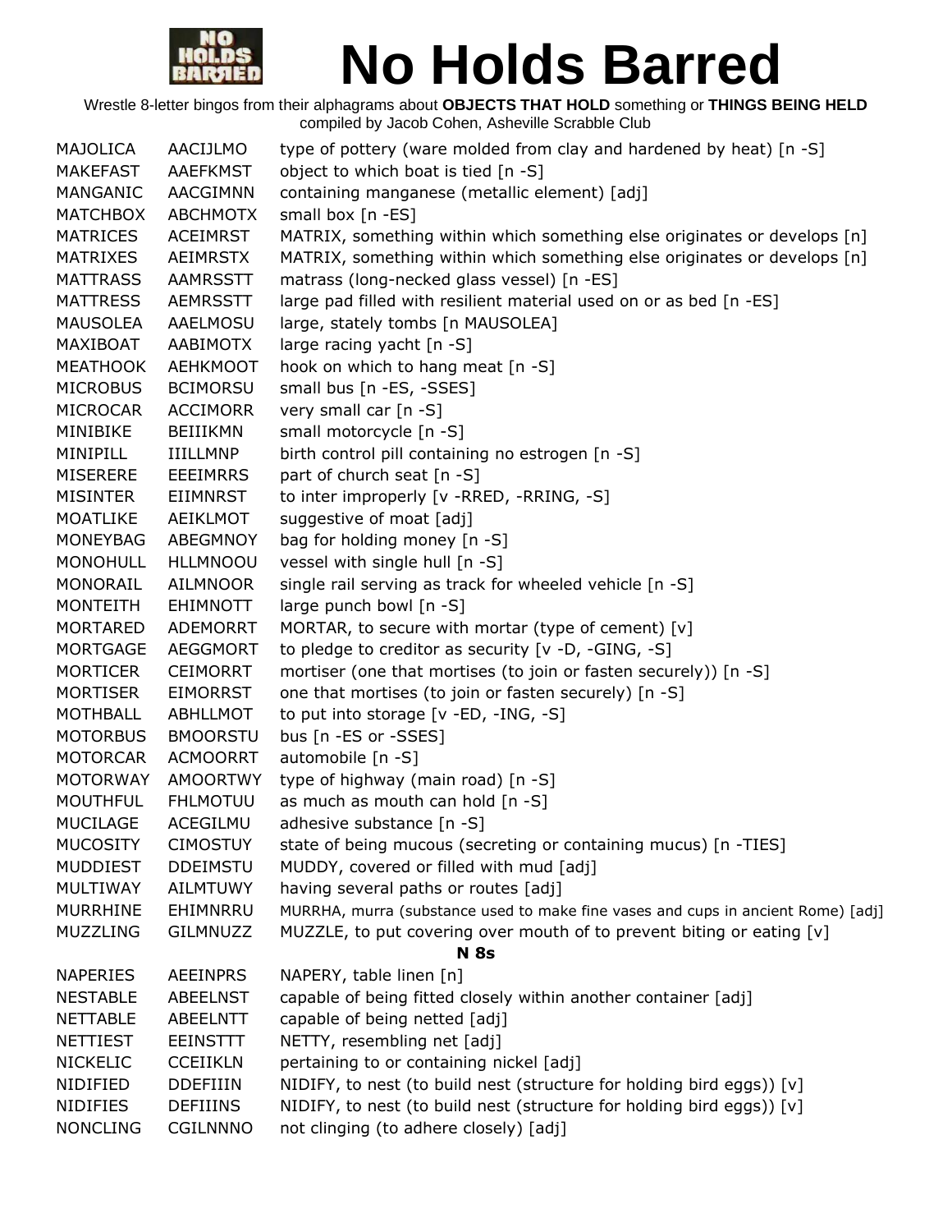# No Holds Barred

Wrestle 8-letter bingos from their alphagrams about **OBJECTS THAT HOLD** something or **THINGS BEING HELD**
compiled by Jacob Cohen, Asheville Scrabble Club

| | | |
|---|---|---|
| MAJOLICA | AACIJLMO | type of pottery (ware molded from clay and hardened by heat) [n -S] |
| MAKEFAST | AAEFKMST | object to which boat is tied [n -S] |
| MANGANIC | AACGIMNN | containing manganese (metallic element) [adj] |
| MATCHBOX | ABCHMOTX | small box [n -ES] |
| MATRICES | ACEIMRST | MATRIX, something within which something else originates or develops [n] |
| MATRIXES | AEIMRSTX | MATRIX, something within which something else originates or develops [n] |
| MATTRASS | AAMRSSTT | matrass (long-necked glass vessel) [n -ES] |
| MATTRESS | AEMRSSTT | large pad filled with resilient material used on or as bed [n -ES] |
| MAUSOLEA | AAELMOSU | large, stately tombs [n MAUSOLEA] |
| MAXIBOAT | AABIMOTX | large racing yacht [n -S] |
| MEATHOOK | AEHKMOOT | hook on which to hang meat [n -S] |
| MICROBUS | BCIMORSU | small bus [n -ES, -SSES] |
| MICROCAR | ACCIMORR | very small car [n -S] |
| MINIBIKE | BEIIIKMN | small motorcycle [n -S] |
| MINIPILL | IIILLMNP | birth control pill containing no estrogen [n -S] |
| MISERERE | EEEIMRRS | part of church seat [n -S] |
| MISINTER | EIIMNRST | to inter improperly [v -RRED, -RRING, -S] |
| MOATLIKE | AEIKLMOT | suggestive of moat [adj] |
| MONEYBAG | ABEGMNOY | bag for holding money [n -S] |
| MONOHULL | HLLMNOOU | vessel with single hull [n -S] |
| MONORAIL | AILMNOOR | single rail serving as track for wheeled vehicle [n -S] |
| MONTEITH | EHIMNOTT | large punch bowl [n -S] |
| MORTARED | ADEMORRT | MORTAR, to secure with mortar (type of cement) [v] |
| MORTGAGE | AEGGMORT | to pledge to creditor as security [v -D, -GING, -S] |
| MORTICER | CEIMORRT | mortiser (one that mortises (to join or fasten securely)) [n -S] |
| MORTISER | EIMORRST | one that mortises (to join or fasten securely) [n -S] |
| MOTHBALL | ABHLLMOT | to put into storage [v -ED, -ING, -S] |
| MOTORBUS | BMOORSTU | bus [n -ES or -SSES] |
| MOTORCAR | ACMOORRT | automobile [n -S] |
| MOTORWAY | AMOORTWY | type of highway (main road) [n -S] |
| MOUTHFUL | FHLMOTUU | as much as mouth can hold [n -S] |
| MUCILAGE | ACEGILMU | adhesive substance [n -S] |
| MUCOSITY | CIMOSTUY | state of being mucous (secreting or containing mucus) [n -TIES] |
| MUDDIEST | DDEIMSTU | MUDDY, covered or filled with mud [adj] |
| MULTIWAY | AILMTUWY | having several paths or routes [adj] |
| MURRHINE | EHIMNRRU | MURRHA, murra (substance used to make fine vases and cups in ancient Rome) [adj] |
| MUZZLING | GILMNUZZ | MUZZLE, to put covering over mouth of to prevent biting or eating [v] |
| | | **N 8s** |
| NAPERIES | AEEINPRS | NAPERY, table linen [n] |
| NESTABLE | ABEELNST | capable of being fitted closely within another container [adj] |
| NETTABLE | ABEELNTT | capable of being netted [adj] |
| NETTIEST | EEINSTTT | NETTY, resembling net [adj] |
| NICKELIC | CCEIIKLN | pertaining to or containing nickel [adj] |
| NIDIFIED | DDEFIIIN | NIDIFY, to nest (to build nest (structure for holding bird eggs)) [v] |
| NIDIFIES | DEFIIINS | NIDIFY, to nest (to build nest (structure for holding bird eggs)) [v] |
| NONCLING | CGILNNNO | not clinging (to adhere closely) [adj] |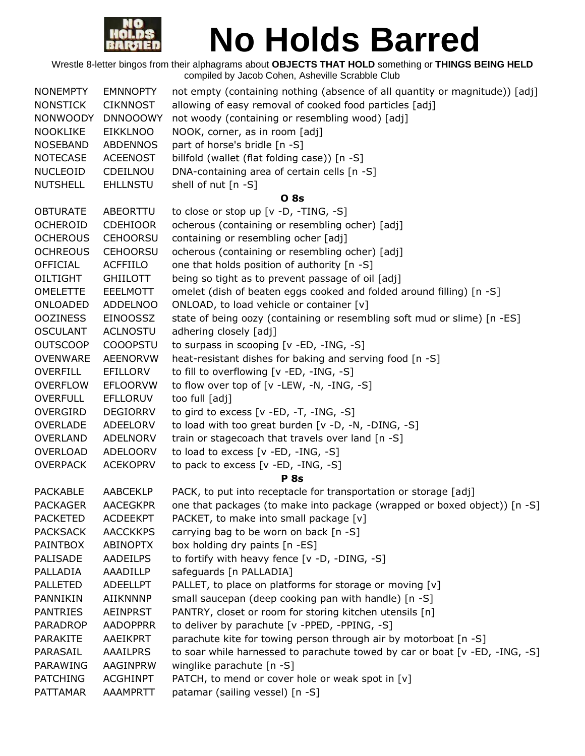# No Holds Barred

Wrestle 8-letter bingos from their alphagrams about **OBJECTS THAT HOLD** something or **THINGS BEING HELD**
compiled by Jacob Cohen, Asheville Scrabble Club

| | | |
|---|---|---|
| NONEMPTY | EMNNOPTY | not empty (containing nothing (absence of all quantity or magnitude)) [adj] |
| NONSTICK | CIKNNOST | allowing of easy removal of cooked food particles [adj] |
| NONWOODY | DNNOOOWY | not woody (containing or resembling wood) [adj] |
| NOOKLIKE | EIKKLNOO | NOOK, corner, as in room [adj] |
| NOSEBAND | ABDENNOS | part of horse's bridle [n -S] |
| NOTECASE | ACEENOST | billfold (wallet (flat folding case)) [n -S] |
| NUCLEOID | CDEILNOU | DNA-containing area of certain cells [n -S] |
| NUTSHELL | EHLLNSTU | shell of nut [n -S] |
| | | **O 8s** |
| OBTURATE | ABEORTTU | to close or stop up [v -D, -TING, -S] |
| OCHEROID | CDEHIOOR | ocherous (containing or resembling ocher) [adj] |
| OCHEROUS | CEHOORSU | containing or resembling ocher [adj] |
| OCHREOUS | CEHOORSU | ocherous (containing or resembling ocher) [adj] |
| OFFICIAL | ACFFIILO | one that holds position of authority [n -S] |
| OILTIGHT | GHIILOTT | being so tight as to prevent passage of oil [adj] |
| OMELETTE | EEELMOTT | omelet (dish of beaten eggs cooked and folded around filling) [n -S] |
| ONLOADED | ADDELNOO | ONLOAD, to load vehicle or container [v] |
| OOZINESS | EINOOSSZ | state of being oozy (containing or resembling soft mud or slime) [n -ES] |
| OSCULANT | ACLNOSTU | adhering closely [adj] |
| OUTSCOOP | COOOPSTU | to surpass in scooping [v -ED, -ING, -S] |
| OVENWARE | AEENORVW | heat-resistant dishes for baking and serving food [n -S] |
| OVERFILL | EFILLORV | to fill to overflowing [v -ED, -ING, -S] |
| OVERFLOW | EFLOORVW | to flow over top of [v -LEW, -N, -ING, -S] |
| OVERFULL | EFLLORUV | too full [adj] |
| OVERGIRD | DEGIORRV | to gird to excess [v -ED, -T, -ING, -S] |
| OVERLADE | ADEELORV | to load with too great burden [v -D, -N, -DING, -S] |
| OVERLAND | ADELNORV | train or stagecoach that travels over land [n -S] |
| OVERLOAD | ADELOORV | to load to excess [v -ED, -ING, -S] |
| OVERPACK | ACEKOPRV | to pack to excess [v -ED, -ING, -S] |
| | | **P 8s** |
| PACKABLE | AABCEKLP | PACK, to put into receptacle for transportation or storage [adj] |
| PACKAGER | AACEGKPR | one that packages (to make into package (wrapped or boxed object)) [n -S] |
| PACKETED | ACDEEKPT | PACKET, to make into small package [v] |
| PACKSACK | AACCKKPS | carrying bag to be worn on back [n -S] |
| PAINTBOX | ABINOPTX | box holding dry paints [n -ES] |
| PALISADE | AADEILPS | to fortify with heavy fence [v -D, -DING, -S] |
| PALLADIA | AAADILLP | safeguards [n PALLADIA] |
| PALLETED | ADEELLPT | PALLET, to place on platforms for storage or moving [v] |
| PANNIKIN | AIIKNNNP | small saucepan (deep cooking pan with handle) [n -S] |
| PANTRIES | AEINPRST | PANTRY, closet or room for storing kitchen utensils [n] |
| PARADROP | AADOPPRR | to deliver by parachute [v -PPED, -PPING, -S] |
| PARAKITE | AAEIKPRT | parachute kite for towing person through air by motorboat [n -S] |
| PARASAIL | AAAILPRS | to soar while harnessed to parachute towed by car or boat [v -ED, -ING, -S] |
| PARAWING | AAGINPRW | winglike parachute [n -S] |
| PATCHING | ACGHINPT | PATCH, to mend or cover hole or weak spot in [v] |
| PATTAMAR | AAAMPRTT | patamar (sailing vessel) [n -S] |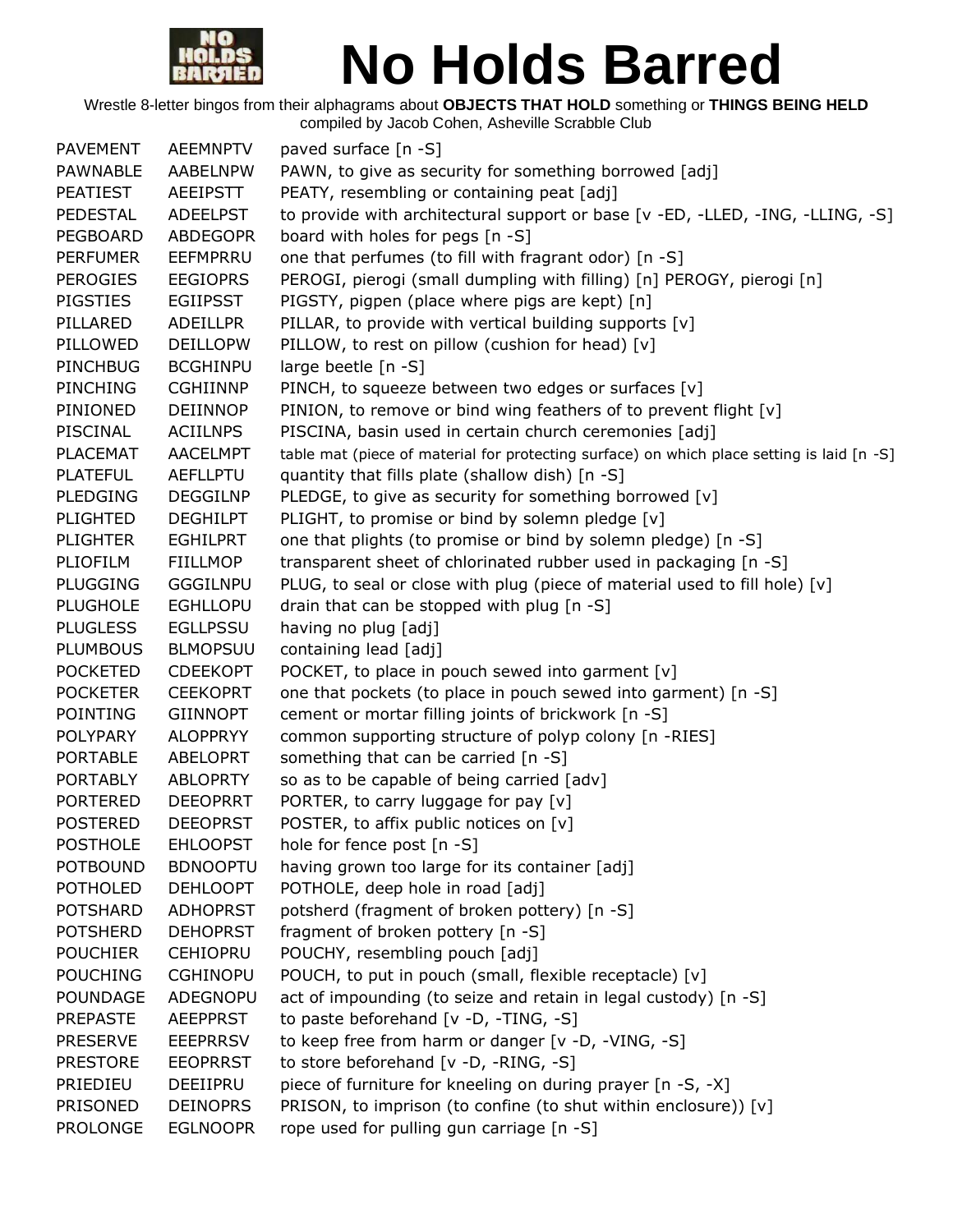# No Holds Barred

Wrestle 8-letter bingos from their alphagrams about **OBJECTS THAT HOLD** something or **THINGS BEING HELD**
compiled by Jacob Cohen, Asheville Scrabble Club

| | | |
|---|---|---|
| PAVEMENT | AEEMNPTV | paved surface [n -S] |
| PAWNABLE | AABELNPW | PAWN, to give as security for something borrowed [adj] |
| PEATIEST | AEEIPSTT | PEATY, resembling or containing peat [adj] |
| PEDESTAL | ADEELPST | to provide with architectural support or base [v -ED, -LLED, -ING, -LLING, -S] |
| PEGBOARD | ABDEGOPR | board with holes for pegs [n -S] |
| PERFUMER | EEFMPRRU | one that perfumes (to fill with fragrant odor) [n -S] |
| PEROGIES | EEGIOPRS | PEROGI, pierogi (small dumpling with filling) [n] PEROGY, pierogi [n] |
| PIGSTIES | EGIIPSST | PIGSTY, pigpen (place where pigs are kept) [n] |
| PILLARED | ADEILLPR | PILLAR, to provide with vertical building supports [v] |
| PILLOWED | DEILLOPW | PILLOW, to rest on pillow (cushion for head) [v] |
| PINCHBUG | BCGHINPU | large beetle [n -S] |
| PINCHING | CGHIINNP | PINCH, to squeeze between two edges or surfaces [v] |
| PINIONED | DEIINNOP | PINION, to remove or bind wing feathers of to prevent flight [v] |
| PISCINAL | ACIILNPS | PISCINA, basin used in certain church ceremonies [adj] |
| PLACEMAT | AACELMPT | table mat (piece of material for protecting surface) on which place setting is laid [n -S] |
| PLATEFUL | AEFLLPTU | quantity that fills plate (shallow dish) [n -S] |
| PLEDGING | DEGGILNP | PLEDGE, to give as security for something borrowed [v] |
| PLIGHTED | DEGHILPT | PLIGHT, to promise or bind by solemn pledge [v] |
| PLIGHTER | EGHILPRT | one that plights (to promise or bind by solemn pledge) [n -S] |
| PLIOFILM | FIILLMOP | transparent sheet of chlorinated rubber used in packaging [n -S] |
| PLUGGING | GGGILNPU | PLUG, to seal or close with plug (piece of material used to fill hole) [v] |
| PLUGHOLE | EGHLLOPU | drain that can be stopped with plug [n -S] |
| PLUGLESS | EGLLPSSU | having no plug [adj] |
| PLUMBOUS | BLMOPSUU | containing lead [adj] |
| POCKETED | CDEEKOPT | POCKET, to place in pouch sewed into garment [v] |
| POCKETER | CEEKOPRT | one that pockets (to place in pouch sewed into garment) [n -S] |
| POINTING | GIINNOPT | cement or mortar filling joints of brickwork [n -S] |
| POLYPARY | ALOPPRYY | common supporting structure of polyp colony [n -RIES] |
| PORTABLE | ABELOPRT | something that can be carried [n -S] |
| PORTABLY | ABLOPRTY | so as to be capable of being carried [adv] |
| PORTERED | DEEOPRRT | PORTER, to carry luggage for pay [v] |
| POSTERED | DEEOPRST | POSTER, to affix public notices on [v] |
| POSTHOLE | EHLOOPST | hole for fence post [n -S] |
| POTBOUND | BDNOOPTU | having grown too large for its container [adj] |
| POTHOLED | DEHLOOPT | POTHOLE, deep hole in road [adj] |
| POTSHARD | ADHOPRST | potsherd (fragment of broken pottery) [n -S] |
| POTSHERD | DEHOPRST | fragment of broken pottery [n -S] |
| POUCHIER | CEHIOPRU | POUCHY, resembling pouch [adj] |
| POUCHING | CGHINOPU | POUCH, to put in pouch (small, flexible receptacle) [v] |
| POUNDAGE | ADEGNOPU | act of impounding (to seize and retain in legal custody) [n -S] |
| PREPASTE | AEEPPRST | to paste beforehand [v -D, -TING, -S] |
| PRESERVE | EEEPRRSV | to keep free from harm or danger [v -D, -VING, -S] |
| PRESTORE | EEOPRRST | to store beforehand [v -D, -RING, -S] |
| PRIEDIEU | DEEIIPRU | piece of furniture for kneeling on during prayer [n -S, -X] |
| PRISONED | DEINOPRS | PRISON, to imprison (to confine (to shut within enclosure)) [v] |
| PROLONGE | EGLNOOPR | rope used for pulling gun carriage [n -S] |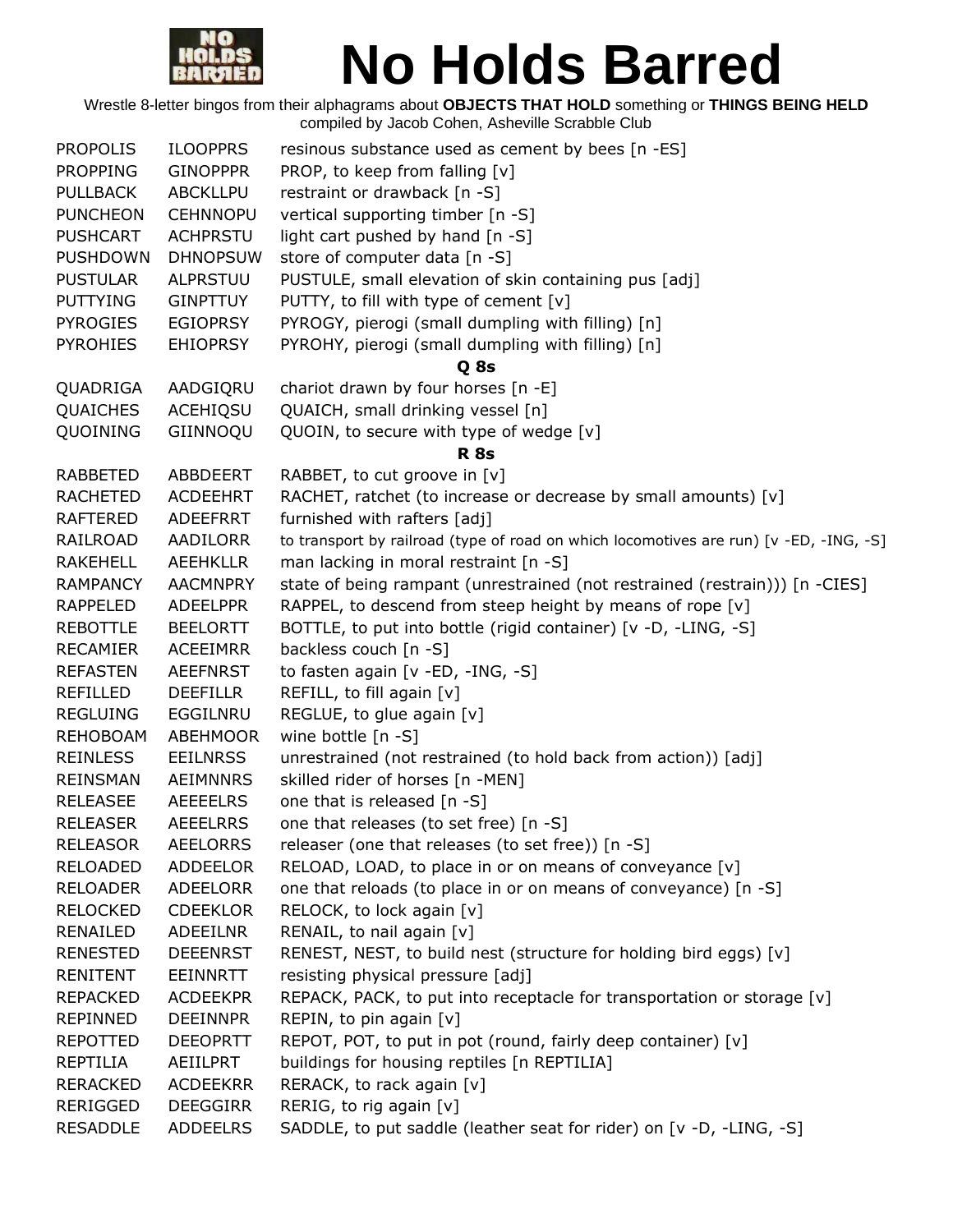# No Holds Barred

Wrestle 8-letter bingos from their alphagrams about **OBJECTS THAT HOLD** something or **THINGS BEING HELD**
compiled by Jacob Cohen, Asheville Scrabble Club

| | | |
|---|---|---|
| PROPOLIS | ILOOPPRS | resinous substance used as cement by bees [n -ES] |
| PROPPING | GINOPPPR | PROP, to keep from falling [v] |
| PULLBACK | ABCKLLPU | restraint or drawback [n -S] |
| PUNCHEON | CEHNNOPU | vertical supporting timber [n -S] |
| PUSHCART | ACHPRSTU | light cart pushed by hand [n -S] |
| PUSHDOWN | DHNOPSUW | store of computer data [n -S] |
| PUSTULAR | ALPRSTUU | PUSTULE, small elevation of skin containing pus [adj] |
| PUTTYING | GINPTTUY | PUTTY, to fill with type of cement [v] |
| PYROGIES | EGIOPRSY | PYROGY, pierogi (small dumpling with filling) [n] |
| PYROHIES | EHIOPRSY | PYROHY, pierogi (small dumpling with filling) [n] |
| | | **Q 8s** |
| QUADRIGA | AADGIQRU | chariot drawn by four horses [n -E] |
| QUAICHES | ACEHIQSU | QUAICH, small drinking vessel [n] |
| QUOINING | GIINNOQU | QUOIN, to secure with type of wedge [v] |
| | | **R 8s** |
| RABBETED | ABBDEERT | RABBET, to cut groove in [v] |
| RACHETED | ACDEEHRT | RACHET, ratchet (to increase or decrease by small amounts) [v] |
| RAFTERED | ADEEFRRT | furnished with rafters [adj] |
| RAILROAD | AADILORR | to transport by railroad (type of road on which locomotives are run) [v -ED, -ING, -S] |
| RAKEHELL | AEEHKLLR | man lacking in moral restraint [n -S] |
| RAMPANCY | AACMNPRY | state of being rampant (unrestrained (not restrained (restrain))) [n -CIES] |
| RAPPELED | ADEELPPR | RAPPEL, to descend from steep height by means of rope [v] |
| REBOTTLE | BEELORTT | BOTTLE, to put into bottle (rigid container) [v -D, -LING, -S] |
| RECAMIER | ACEEIMRR | backless couch [n -S] |
| REFASTEN | AEEFNRST | to fasten again [v -ED, -ING, -S] |
| REFILLED | DEEFILLR | REFILL, to fill again [v] |
| REGLUING | EGGILNRU | REGLUE, to glue again [v] |
| REHOBOAM | ABEHMOOR | wine bottle [n -S] |
| REINLESS | EEILNRSS | unrestrained (not restrained (to hold back from action)) [adj] |
| REINSMAN | AEIMNNRS | skilled rider of horses [n -MEN] |
| RELEASEE | AEEEELRS | one that is released [n -S] |
| RELEASER | AEEELRRS | one that releases (to set free) [n -S] |
| RELEASOR | AEELORRS | releaser (one that releases (to set free)) [n -S] |
| RELOADED | ADDEELOR | RELOAD, LOAD, to place in or on means of conveyance [v] |
| RELOADER | ADEELORR | one that reloads (to place in or on means of conveyance) [n -S] |
| RELOCKED | CDEEKLOR | RELOCK, to lock again [v] |
| RENAILED | ADEEILNR | RENAIL, to nail again [v] |
| RENESTED | DEEENRST | RENEST, NEST, to build nest (structure for holding bird eggs) [v] |
| RENITENT | EEINNRTT | resisting physical pressure [adj] |
| REPACKED | ACDEEKPR | REPACK, PACK, to put into receptacle for transportation or storage [v] |
| REPINNED | DEEINNPR | REPIN, to pin again [v] |
| REPOTTED | DEEOPRTT | REPOT, POT, to put in pot (round, fairly deep container) [v] |
| REPTILIA | AEIILPRT | buildings for housing reptiles [n REPTILIA] |
| RERACKED | ACDEEKRR | RERACK, to rack again [v] |
| RERIGGED | DEEGGIRR | RERIG, to rig again [v] |
| RESADDLE | ADDEELRS | SADDLE, to put saddle (leather seat for rider) on [v -D, -LING, -S] |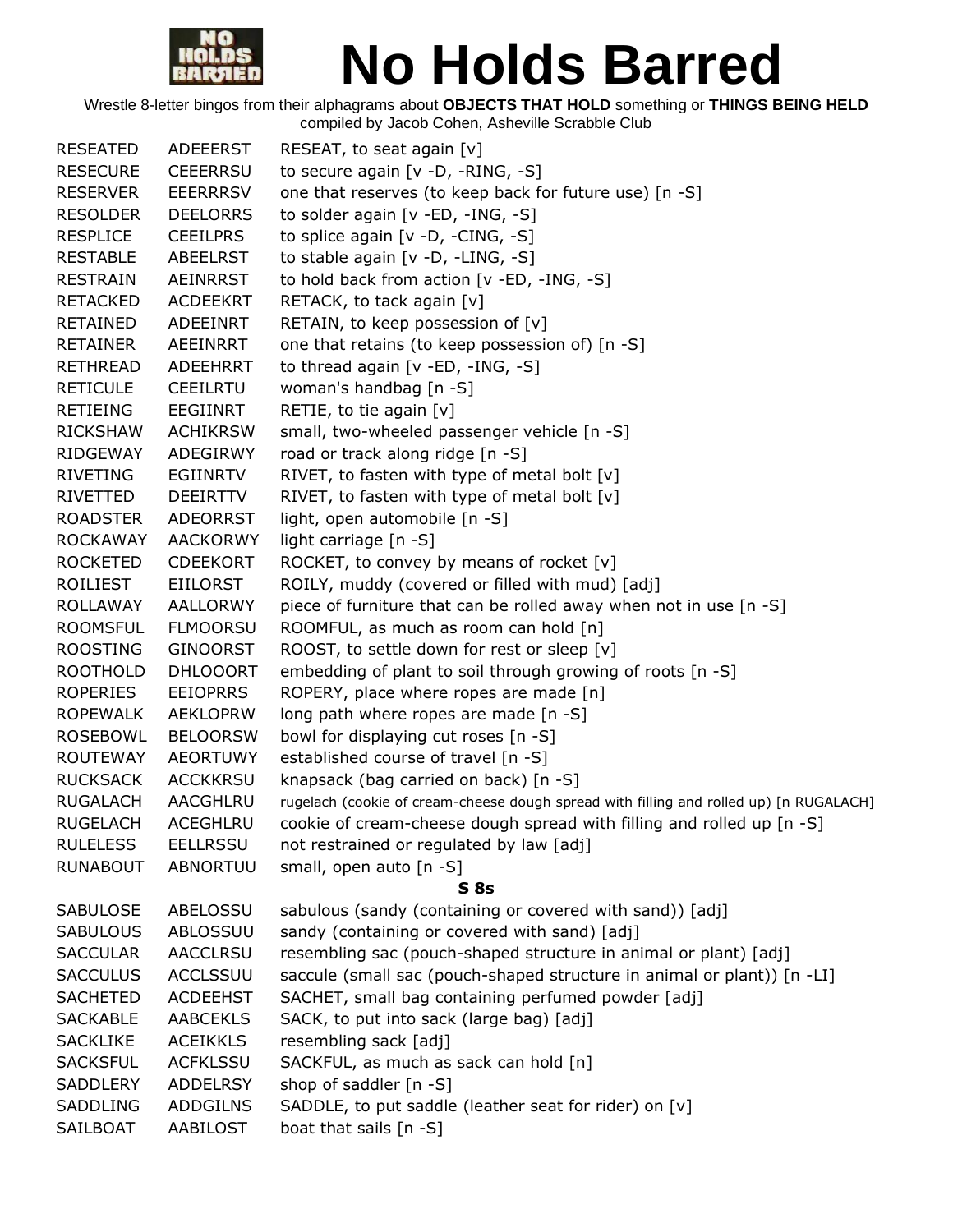# No Holds Barred

Wrestle 8-letter bingos from their alphagrams about **OBJECTS THAT HOLD** something or **THINGS BEING HELD**
compiled by Jacob Cohen, Asheville Scrabble Club

| | | |
|---|---|---|
| RESEATED | ADEEERST | RESEAT, to seat again [v] |
| RESECURE | CEEERRSU | to secure again [v -D, -RING, -S] |
| RESERVER | EEERRRSV | one that reserves (to keep back for future use) [n -S] |
| RESOLDER | DEELORRS | to solder again [v -ED, -ING, -S] |
| RESPLICE | CEEILPRS | to splice again [v -D, -CING, -S] |
| RESTABLE | ABEELRST | to stable again [v -D, -LING, -S] |
| RESTRAIN | AEINRRST | to hold back from action [v -ED, -ING, -S] |
| RETACKED | ACDEEKRT | RETACK, to tack again [v] |
| RETAINED | ADEEINRT | RETAIN, to keep possession of [v] |
| RETAINER | AEEINRRT | one that retains (to keep possession of) [n -S] |
| RETHREAD | ADEEHRRT | to thread again [v -ED, -ING, -S] |
| RETICULE | CEEILRTU | woman's handbag [n -S] |
| RETIEING | EEGIINRT | RETIE, to tie again [v] |
| RICKSHAW | ACHIKRSW | small, two-wheeled passenger vehicle [n -S] |
| RIDGEWAY | ADEGIRWY | road or track along ridge [n -S] |
| RIVETING | EGIINRTV | RIVET, to fasten with type of metal bolt [v] |
| RIVETTED | DEEIRTTV | RIVET, to fasten with type of metal bolt [v] |
| ROADSTER | ADEORRST | light, open automobile [n -S] |
| ROCKAWAY | AACKORWY | light carriage [n -S] |
| ROCKETED | CDEEKORT | ROCKET, to convey by means of rocket [v] |
| ROILIEST | EIILORST | ROILY, muddy (covered or filled with mud) [adj] |
| ROLLAWAY | AALLORWY | piece of furniture that can be rolled away when not in use [n -S] |
| ROOMSFUL | FLMOORSU | ROOMFUL, as much as room can hold [n] |
| ROOSTING | GINOORST | ROOST, to settle down for rest or sleep [v] |
| ROOTHOLD | DHLOOORT | embedding of plant to soil through growing of roots [n -S] |
| ROPERIES | EEIOPRRS | ROPERY, place where ropes are made [n] |
| ROPEWALK | AEKLOPRW | long path where ropes are made [n -S] |
| ROSEBOWL | BELOORSW | bowl for displaying cut roses [n -S] |
| ROUTEWAY | AEORTUWY | established course of travel [n -S] |
| RUCKSACK | ACCKKRSU | knapsack (bag carried on back) [n -S] |
| RUGALACH | AACGHLRU | rugelach (cookie of cream-cheese dough spread with filling and rolled up) [n RUGALACH] |
| RUGELACH | ACEGHLRU | cookie of cream-cheese dough spread with filling and rolled up [n -S] |
| RULELESS | EELLRSSU | not restrained or regulated by law [adj] |
| RUNABOUT | ABNORTUU | small, open auto [n -S] |
| **S 8s** | | |
| SABULOSE | ABELOSSU | sabulous (sandy (containing or covered with sand)) [adj] |
| SABULOUS | ABLOSSUU | sandy (containing or covered with sand) [adj] |
| SACCULAR | AACCLRSU | resembling sac (pouch-shaped structure in animal or plant) [adj] |
| SACCULUS | ACCLSSUU | saccule (small sac (pouch-shaped structure in animal or plant)) [n -LI] |
| SACHETED | ACDEEHST | SACHET, small bag containing perfumed powder [adj] |
| SACKABLE | AABCEKLS | SACK, to put into sack (large bag) [adj] |
| SACKLIKE | ACEIKKLS | resembling sack [adj] |
| SACKSFUL | ACFKLSSU | SACKFUL, as much as sack can hold [n] |
| SADDLERY | ADDELRSY | shop of saddler [n -S] |
| SADDLING | ADDGILNS | SADDLE, to put saddle (leather seat for rider) on [v] |
| SAILBOAT | AABILOST | boat that sails [n -S] |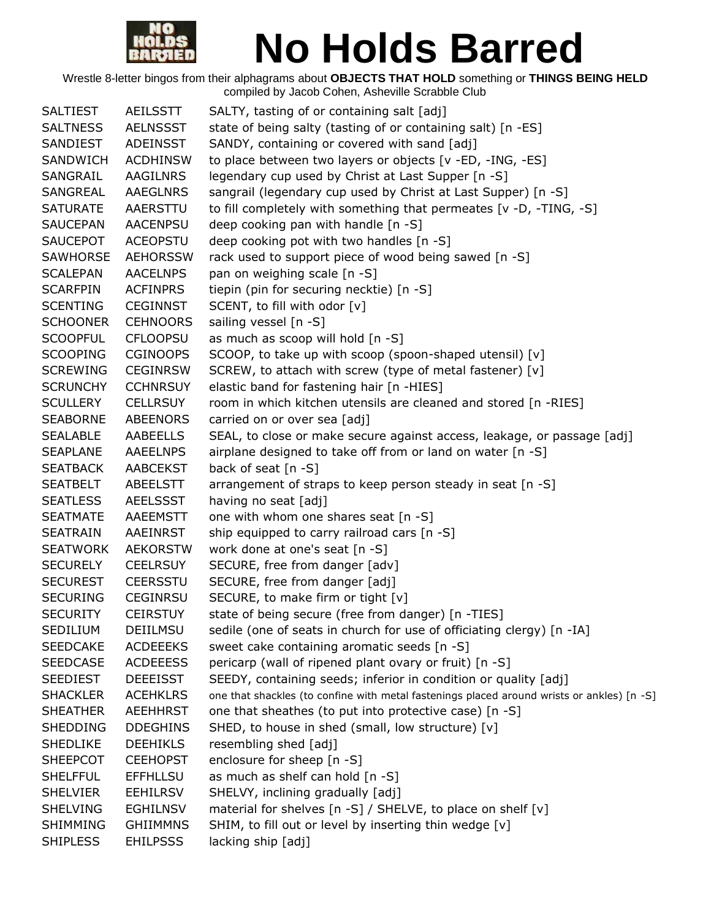# No Holds Barred

Wrestle 8-letter bingos from their alphagrams about **OBJECTS THAT HOLD** something or **THINGS BEING HELD**
compiled by Jacob Cohen, Asheville Scrabble Club

| | | |
|---|---|---|
| SALTIEST | AEILSSTT | SALTY, tasting of or containing salt [adj] |
| SALTNESS | AELNSSST | state of being salty (tasting of or containing salt) [n -ES] |
| SANDIEST | ADEINSST | SANDY, containing or covered with sand [adj] |
| SANDWICH | ACDHINSW | to place between two layers or objects [v -ED, -ING, -ES] |
| SANGRAIL | AAGILNRS | legendary cup used by Christ at Last Supper [n -S] |
| SANGREAL | AAEGLNRS | sangrail (legendary cup used by Christ at Last Supper) [n -S] |
| SATURATE | AAERSTTU | to fill completely with something that permeates [v -D, -TING, -S] |
| SAUCEPAN | AACENPSU | deep cooking pan with handle [n -S] |
| SAUCEPOT | ACEOPSTU | deep cooking pot with two handles [n -S] |
| SAWHORSE | AEHORSSW | rack used to support piece of wood being sawed [n -S] |
| SCALEPAN | AACELNPS | pan on weighing scale [n -S] |
| SCARFPIN | ACFINPRS | tiepin (pin for securing necktie) [n -S] |
| SCENTING | CEGINNST | SCENT, to fill with odor [v] |
| SCHOONER | CEHNOORS | sailing vessel [n -S] |
| SCOOPFUL | CFLOOPSU | as much as scoop will hold [n -S] |
| SCOOPING | CGINOOPS | SCOOP, to take up with scoop (spoon-shaped utensil) [v] |
| SCREWING | CEGINRSW | SCREW, to attach with screw (type of metal fastener) [v] |
| SCRUNCHY | CCHNRSUY | elastic band for fastening hair [n -HIES] |
| SCULLERY | CELLRSUY | room in which kitchen utensils are cleaned and stored [n -RIES] |
| SEABORNE | ABEENORS | carried on or over sea [adj] |
| SEALABLE | AABEELLS | SEAL, to close or make secure against access, leakage, or passage [adj] |
| SEAPLANE | AAEELNPS | airplane designed to take off from or land on water [n -S] |
| SEATBACK | AABCEKST | back of seat [n -S] |
| SEATBELT | ABEELSTT | arrangement of straps to keep person steady in seat [n -S] |
| SEATLESS | AEELSSST | having no seat [adj] |
| SEATMATE | AAEEMSTT | one with whom one shares seat [n -S] |
| SEATRAIN | AAEINRST | ship equipped to carry railroad cars [n -S] |
| SEATWORK | AEKORSTW | work done at one's seat [n -S] |
| SECURELY | CEELRSUY | SECURE, free from danger [adv] |
| SECUREST | CEERSSTU | SECURE, free from danger [adj] |
| SECURING | CEGINRSU | SECURE, to make firm or tight [v] |
| SECURITY | CEIRSTUY | state of being secure (free from danger) [n -TIES] |
| SEDILIUM | DEIILMSU | sedile (one of seats in church for use of officiating clergy) [n -IA] |
| SEEDCAKE | ACDEEEKS | sweet cake containing aromatic seeds [n -S] |
| SEEDCASE | ACDEEESS | pericarp (wall of ripened plant ovary or fruit) [n -S] |
| SEEDIEST | DEEEISST | SEEDY, containing seeds; inferior in condition or quality [adj] |
| SHACKLER | ACEHKLRS | one that shackles (to confine with metal fastenings placed around wrists or ankles) [n -S] |
| SHEATHER | AEEHHRST | one that sheathes (to put into protective case) [n -S] |
| SHEDDING | DDEGHINS | SHED, to house in shed (small, low structure) [v] |
| SHEDLIKE | DEEHIKLS | resembling shed [adj] |
| SHEEPCOT | CEEHOPST | enclosure for sheep [n -S] |
| SHELFFUL | EFFHLLSU | as much as shelf can hold [n -S] |
| SHELVIER | EEHILRSV | SHELVY, inclining gradually [adj] |
| SHELVING | EGHILNSV | material for shelves [n -S] / SHELVE, to place on shelf [v] |
| SHIMMING | GHIIMMNS | SHIM, to fill out or level by inserting thin wedge [v] |
| SHIPLESS | EHILPSSS | lacking ship [adj] |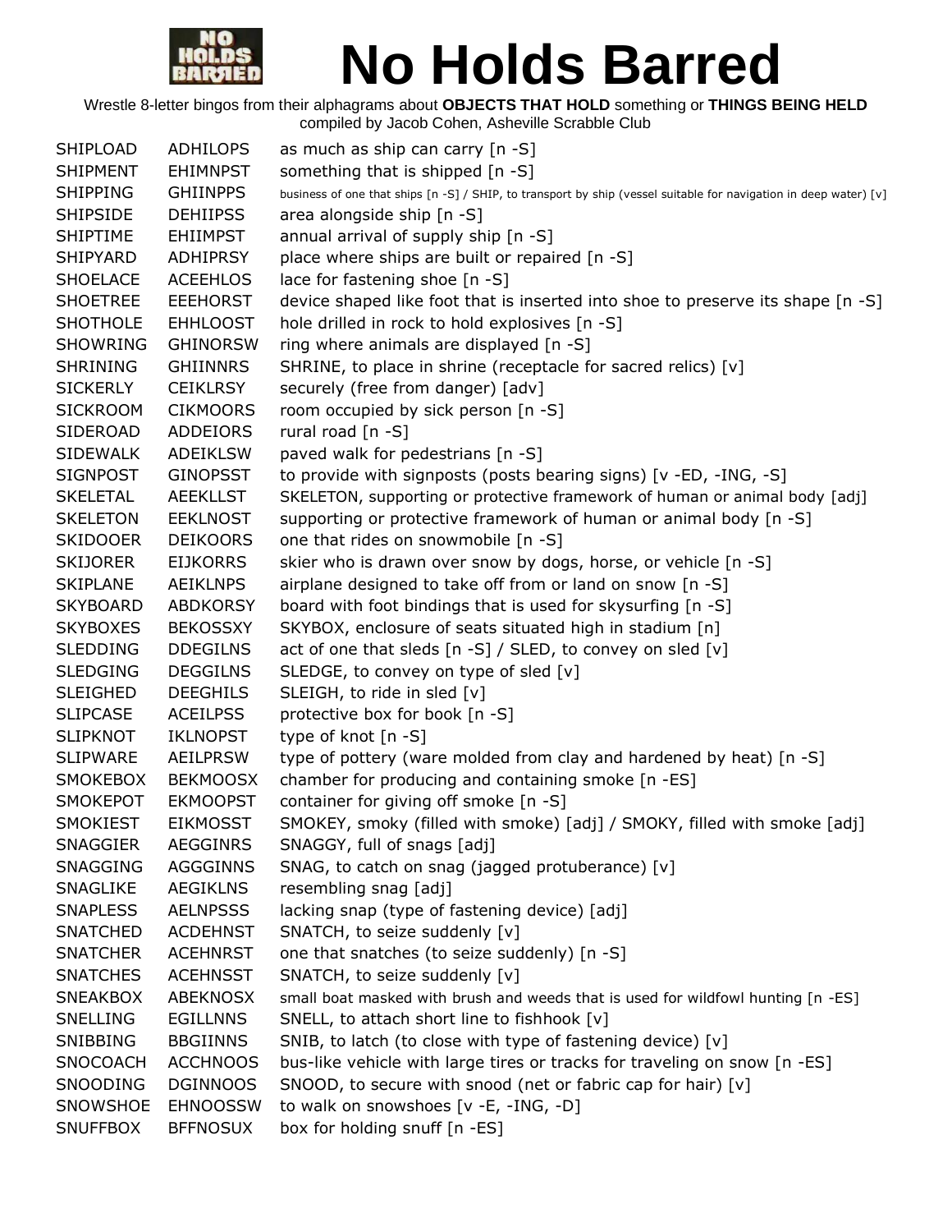# No Holds Barred

Wrestle 8-letter bingos from their alphagrams about **OBJECTS THAT HOLD** something or **THINGS BEING HELD**
compiled by Jacob Cohen, Asheville Scrabble Club

| | | |
|---|---|---|
| SHIPLOAD | ADHILOPS | as much as ship can carry [n -S] |
| SHIPMENT | EHIMNPST | something that is shipped [n -S] |
| SHIPPING | GHIINPPS | business of one that ships [n -S] / SHIP, to transport by ship (vessel suitable for navigation in deep water) [v] |
| SHIPSIDE | DEHIIPSS | area alongside ship [n -S] |
| SHIPTIME | EHIIMPST | annual arrival of supply ship [n -S] |
| SHIPYARD | ADHIPRSY | place where ships are built or repaired [n -S] |
| SHOELACE | ACEEHLOS | lace for fastening shoe [n -S] |
| SHOETREE | EEEHORST | device shaped like foot that is inserted into shoe to preserve its shape [n -S] |
| SHOTHOLE | EHHLOOST | hole drilled in rock to hold explosives [n -S] |
| SHOWRING | GHINORSW | ring where animals are displayed [n -S] |
| SHRINING | GHIINNRS | SHRINE, to place in shrine (receptacle for sacred relics) [v] |
| SICKERLY | CEIKLRSY | securely (free from danger) [adv] |
| SICKROOM | CIKMOORS | room occupied by sick person [n -S] |
| SIDEROAD | ADDEIORS | rural road [n -S] |
| SIDEWALK | ADEIKLSW | paved walk for pedestrians [n -S] |
| SIGNPOST | GINOPSST | to provide with signposts (posts bearing signs) [v -ED, -ING, -S] |
| SKELETAL | AEEKLLST | SKELETON, supporting or protective framework of human or animal body [adj] |
| SKELETON | EEKLNOST | supporting or protective framework of human or animal body [n -S] |
| SKIDOOER | DEIKOORS | one that rides on snowmobile [n -S] |
| SKIJORER | EIJKORRS | skier who is drawn over snow by dogs, horse, or vehicle [n -S] |
| SKIPLANE | AEIKLNPS | airplane designed to take off from or land on snow [n -S] |
| SKYBOARD | ABDKORSY | board with foot bindings that is used for skysurfing [n -S] |
| SKYBOXES | BEKOSSXY | SKYBOX, enclosure of seats situated high in stadium [n] |
| SLEDDING | DDEGILNS | act of one that sleds [n -S] / SLED, to convey on sled [v] |
| SLEDGING | DEGGILNS | SLEDGE, to convey on type of sled [v] |
| SLEIGHED | DEEGHILS | SLEIGH, to ride in sled [v] |
| SLIPCASE | ACEILPSS | protective box for book [n -S] |
| SLIPKNOT | IKLNOPST | type of knot [n -S] |
| SLIPWARE | AEILPRSW | type of pottery (ware molded from clay and hardened by heat) [n -S] |
| SMOKEBOX | BEKMOOSX | chamber for producing and containing smoke [n -ES] |
| SMOKEPOT | EKMOOPST | container for giving off smoke [n -S] |
| SMOKIEST | EIKMOSST | SMOKEY, smoky (filled with smoke) [adj] / SMOKY, filled with smoke [adj] |
| SNAGGIER | AEGGINRS | SNAGGY, full of snags [adj] |
| SNAGGING | AGGGINNS | SNAG, to catch on snag (jagged protuberance) [v] |
| SNAGLIKE | AEGIKLNS | resembling snag [adj] |
| SNAPLESS | AELNPSSS | lacking snap (type of fastening device) [adj] |
| SNATCHED | ACDEHNST | SNATCH, to seize suddenly [v] |
| SNATCHER | ACEHNRST | one that snatches (to seize suddenly) [n -S] |
| SNATCHES | ACEHNSST | SNATCH, to seize suddenly [v] |
| SNEAKBOX | ABEKNOSX | small boat masked with brush and weeds that is used for wildfowl hunting [n -ES] |
| SNELLING | EGILLNNS | SNELL, to attach short line to fishhook [v] |
| SNIBBING | BBGIINNS | SNIB, to latch (to close with type of fastening device) [v] |
| SNOCOACH | ACCHNOOS | bus-like vehicle with large tires or tracks for traveling on snow [n -ES] |
| SNOODING | DGINNOOS | SNOOD, to secure with snood (net or fabric cap for hair) [v] |
| SNOWSHOE | EHNOOSSW | to walk on snowshoes [v -E, -ING, -D] |
| SNUFFBOX | BFFNOSUX | box for holding snuff [n -ES] |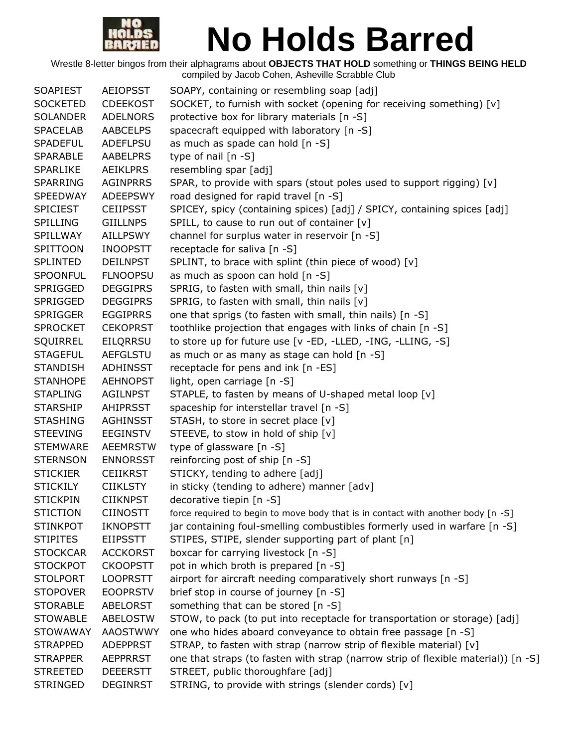# No Holds Barred

Wrestle 8-letter bingos from their alphagrams about **OBJECTS THAT HOLD** something or **THINGS BEING HELD**
compiled by Jacob Cohen, Asheville Scrabble Club

| | | |
|---|---|---|
| SOAPIEST | AEIOPSST | SOAPY, containing or resembling soap [adj] |
| SOCKETED | CDEEKOST | SOCKET, to furnish with socket (opening for receiving something) [v] |
| SOLANDER | ADELNORS | protective box for library materials [n -S] |
| SPACELAB | AABCELPS | spacecraft equipped with laboratory [n -S] |
| SPADEFUL | ADEFLPSU | as much as spade can hold [n -S] |
| SPARABLE | AABELPRS | type of nail [n -S] |
| SPARLIKE | AEIKLPRS | resembling spar [adj] |
| SPARRING | AGINPRRS | SPAR, to provide with spars (stout poles used to support rigging) [v] |
| SPEEDWAY | ADEEPSWY | road designed for rapid travel [n -S] |
| SPICIEST | CEIIPSST | SPICEY, spicy (containing spices) [adj] / SPICY, containing spices [adj] |
| SPILLING | GIILLNPS | SPILL, to cause to run out of container [v] |
| SPILLWAY | AILLPSWY | channel for surplus water in reservoir [n -S] |
| SPITTOON | INOOPSTT | receptacle for saliva [n -S] |
| SPLINTED | DEILNPST | SPLINT, to brace with splint (thin piece of wood) [v] |
| SPOONFUL | FLNOOPSU | as much as spoon can hold [n -S] |
| SPRIGGED | DEGGIPRS | SPRIG, to fasten with small, thin nails [v] |
| SPRIGGED | DEGGIPRS | SPRIG, to fasten with small, thin nails [v] |
| SPRIGGER | EGGIPRRS | one that sprigs (to fasten with small, thin nails) [n -S] |
| SPROCKET | CEKOPRST | toothlike projection that engages with links of chain [n -S] |
| SQUIRREL | EILQRRSU | to store up for future use [v -ED, -LLED, -ING, -LLING, -S] |
| STAGEFUL | AEFGLSTU | as much or as many as stage can hold [n -S] |
| STANDISH | ADHINSST | receptacle for pens and ink [n -ES] |
| STANHOPE | AEHNOPST | light, open carriage [n -S] |
| STAPLING | AGILNPST | STAPLE, to fasten by means of U-shaped metal loop [v] |
| STARSHIP | AHIPRSST | spaceship for interstellar travel [n -S] |
| STASHING | AGHINSST | STASH, to store in secret place [v] |
| STEEVING | EEGINSTV | STEEVE, to stow in hold of ship [v] |
| STEMWARE | AEEMRSTW | type of glassware [n -S] |
| STERNSON | ENNORSST | reinforcing post of ship [n -S] |
| STICKIER | CEIIKRST | STICKY, tending to adhere [adj] |
| STICKILY | CIIKLSTY | in sticky (tending to adhere) manner [adv] |
| STICKPIN | CIIKNPST | decorative tiepin [n -S] |
| STICTION | CIINOSTT | force required to begin to move body that is in contact with another body [n -S] |
| STINKPOT | IKNOPSTT | jar containing foul-smelling combustibles formerly used in warfare [n -S] |
| STIPITES | EIIPSSTT | STIPES, STIPE, slender supporting part of plant [n] |
| STOCKCAR | ACCKORST | boxcar for carrying livestock [n -S] |
| STOCKPOT | CKOOPSTT | pot in which broth is prepared [n -S] |
| STOLPORT | LOOPRSTT | airport for aircraft needing comparatively short runways [n -S] |
| STOPOVER | EOOPRSTV | brief stop in course of journey [n -S] |
| STORABLE | ABELORST | something that can be stored [n -S] |
| STOWABLE | ABELOSTW | STOW, to pack (to put into receptacle for transportation or storage) [adj] |
| STOWAWAY | AAOSTWWY | one who hides aboard conveyance to obtain free passage [n -S] |
| STRAPPED | ADEPPRST | STRAP, to fasten with strap (narrow strip of flexible material) [v] |
| STRAPPER | AEPPRRST | one that straps (to fasten with strap (narrow strip of flexible material)) [n -S] |
| STREETED | DEEERSTT | STREET, public thoroughfare [adj] |
| STRINGED | DEGINRST | STRING, to provide with strings (slender cords) [v] |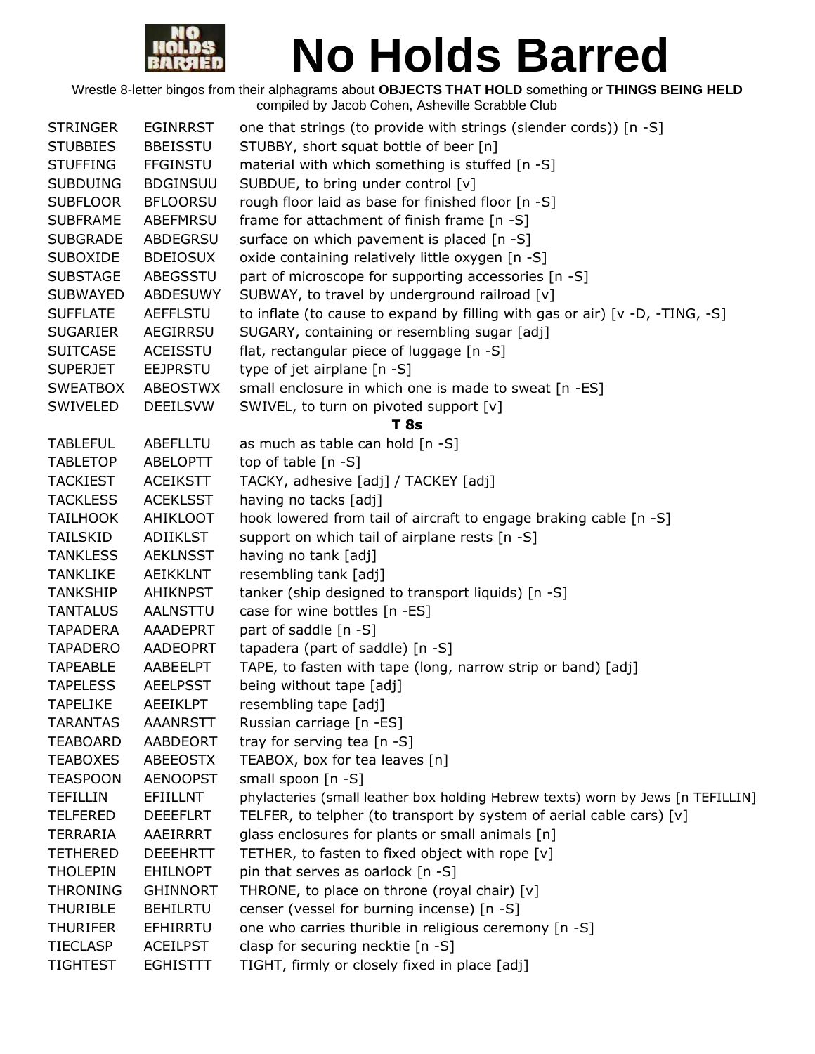# No Holds Barred

Wrestle 8-letter bingos from their alphagrams about **OBJECTS THAT HOLD** something or **THINGS BEING HELD**
compiled by Jacob Cohen, Asheville Scrabble Club

| | | |
|---|---|---|
| STRINGER | EGINRRST | one that strings (to provide with strings (slender cords)) [n -S] |
| STUBBIES | BBEISSTU | STUBBY, short squat bottle of beer [n] |
| STUFFING | FFGINSTU | material with which something is stuffed [n -S] |
| SUBDUING | BDGINSUU | SUBDUE, to bring under control [v] |
| SUBFLOOR | BFLOORSU | rough floor laid as base for finished floor [n -S] |
| SUBFRAME | ABEFMRSU | frame for attachment of finish frame [n -S] |
| SUBGRADE | ABDEGRSU | surface on which pavement is placed [n -S] |
| SUBOXIDE | BDEIOSUX | oxide containing relatively little oxygen [n -S] |
| SUBSTAGE | ABEGSSTU | part of microscope for supporting accessories [n -S] |
| SUBWAYED | ABDESUWY | SUBWAY, to travel by underground railroad [v] |
| SUFFLATE | AEFFLSTU | to inflate (to cause to expand by filling with gas or air) [v -D, -TING, -S] |
| SUGARIER | AEGIRRSU | SUGARY, containing or resembling sugar [adj] |
| SUITCASE | ACEISSTU | flat, rectangular piece of luggage [n -S] |
| SUPERJET | EEJPRSTU | type of jet airplane [n -S] |
| SWEATBOX | ABEOSTWX | small enclosure in which one is made to sweat [n -ES] |
| SWIVELED | DEEILSVW | SWIVEL, to turn on pivoted support [v] |
| | | **T 8s** |
| TABLEFUL | ABEFLLTU | as much as table can hold [n -S] |
| TABLETOP | ABELOPTT | top of table [n -S] |
| TACKIEST | ACEIKSTT | TACKY, adhesive [adj] / TACKEY [adj] |
| TACKLESS | ACEKLSST | having no tacks [adj] |
| TAILHOOK | AHIKLOOT | hook lowered from tail of aircraft to engage braking cable [n -S] |
| TAILSKID | ADIIKLST | support on which tail of airplane rests [n -S] |
| TANKLESS | AEKLNSST | having no tank [adj] |
| TANKLIKE | AEIKKLNT | resembling tank [adj] |
| TANKSHIP | AHIKNPST | tanker (ship designed to transport liquids) [n -S] |
| TANTALUS | AALNSTTU | case for wine bottles [n -ES] |
| TAPADERA | AAADEPRT | part of saddle [n -S] |
| TAPADERO | AADEOPRT | tapadera (part of saddle) [n -S] |
| TAPEABLE | AABEELPT | TAPE, to fasten with tape (long, narrow strip or band) [adj] |
| TAPELESS | AEELPSST | being without tape [adj] |
| TAPELIKE | AEEIKLPT | resembling tape [adj] |
| TARANTAS | AAANRSTT | Russian carriage [n -ES] |
| TEABOARD | AABDEORT | tray for serving tea [n -S] |
| TEABOXES | ABEEOSTX | TEABOX, box for tea leaves [n] |
| TEASPOON | AENOOPST | small spoon [n -S] |
| TEFILLIN | EFIILLNT | phylacteries (small leather box holding Hebrew texts) worn by Jews [n TEFILLIN] |
| TELFERED | DEEEFLRT | TELFER, to telpher (to transport by system of aerial cable cars) [v] |
| TERRARIA | AAEIRRRT | glass enclosures for plants or small animals [n] |
| TETHERED | DEEEHRTT | TETHER, to fasten to fixed object with rope [v] |
| THOLEPIN | EHILNOPT | pin that serves as oarlock [n -S] |
| THRONING | GHINNORT | THRONE, to place on throne (royal chair) [v] |
| THURIBLE | BEHILRTU | censer (vessel for burning incense) [n -S] |
| THURIFER | EFHIRRTU | one who carries thurible in religious ceremony [n -S] |
| TIECLASP | ACEILPST | clasp for securing necktie [n -S] |
| TIGHTEST | EGHISTTT | TIGHT, firmly or closely fixed in place [adj] |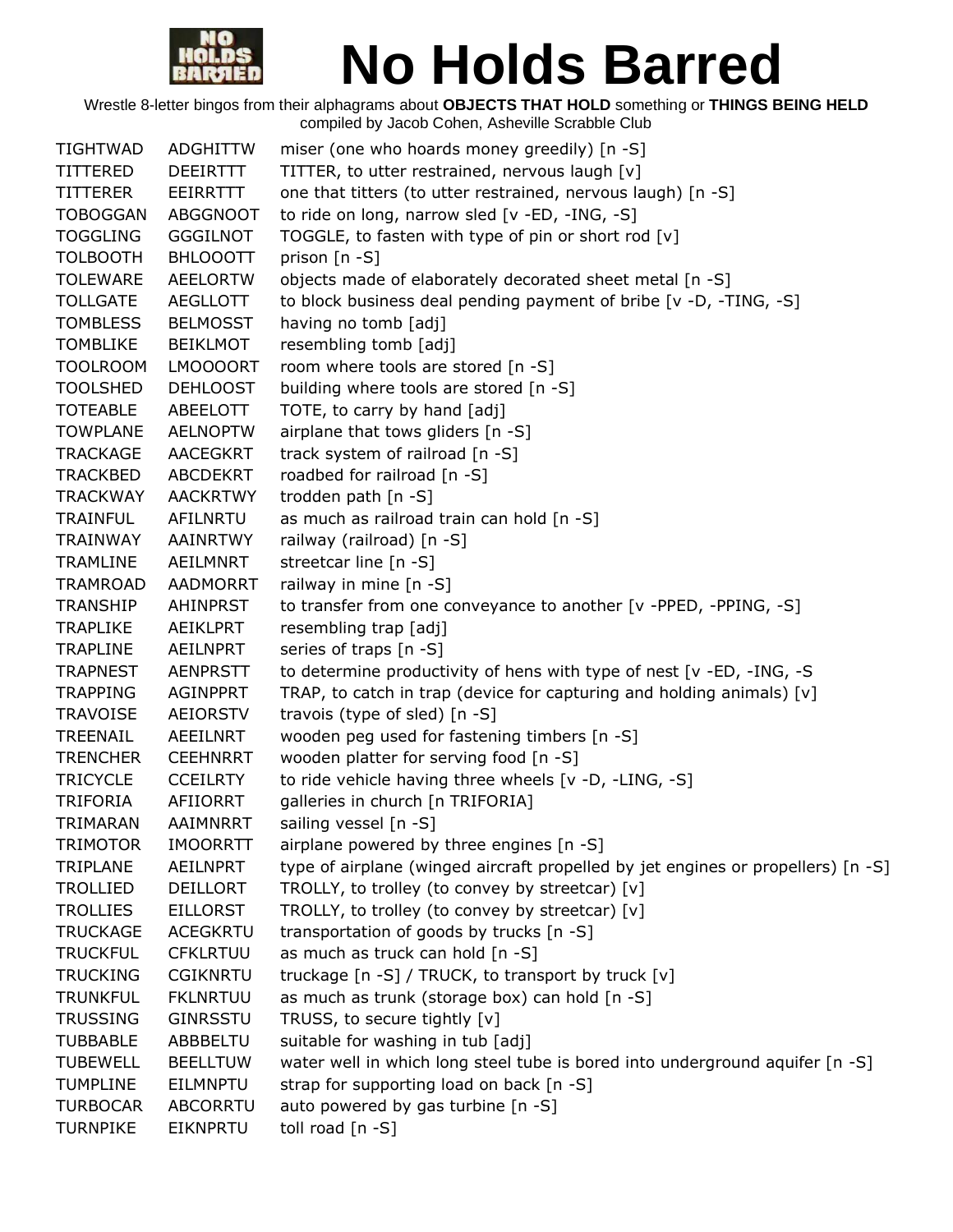# No Holds Barred

Wrestle 8-letter bingos from their alphagrams about **OBJECTS THAT HOLD** something or **THINGS BEING HELD**
compiled by Jacob Cohen, Asheville Scrabble Club

| | | |
|---|---|---|
| TIGHTWAD | ADGHITTW | miser (one who hoards money greedily) [n -S] |
| TITTERED | DEEIRTTT | TITTER, to utter restrained, nervous laugh [v] |
| TITTERER | EEIRRTTT | one that titters (to utter restrained, nervous laugh) [n -S] |
| TOBOGGAN | ABGGNOOT | to ride on long, narrow sled [v -ED, -ING, -S] |
| TOGGLING | GGGILNOT | TOGGLE, to fasten with type of pin or short rod [v] |
| TOLBOOTH | BHLOOOTT | prison [n -S] |
| TOLEWARE | AEELORTW | objects made of elaborately decorated sheet metal [n -S] |
| TOLLGATE | AEGLLOTT | to block business deal pending payment of bribe [v -D, -TING, -S] |
| TOMBLESS | BELMOSST | having no tomb [adj] |
| TOMBLIKE | BEIKLMOT | resembling tomb [adj] |
| TOOLROOM | LMOOOORT | room where tools are stored [n -S] |
| TOOLSHED | DEHLOOST | building where tools are stored [n -S] |
| TOTEABLE | ABEELOTT | TOTE, to carry by hand [adj] |
| TOWPLANE | AELNOPTW | airplane that tows gliders [n -S] |
| TRACKAGE | AACEGKRT | track system of railroad [n -S] |
| TRACKBED | ABCDEKRT | roadbed for railroad [n -S] |
| TRACKWAY | AACKRTWY | trodden path [n -S] |
| TRAINFUL | AFILNRTU | as much as railroad train can hold [n -S] |
| TRAINWAY | AAINRTWY | railway (railroad) [n -S] |
| TRAMLINE | AEILMNRT | streetcar line [n -S] |
| TRAMROAD | AADMORRT | railway in mine [n -S] |
| TRANSHIP | AHINPRST | to transfer from one conveyance to another [v -PPED, -PPING, -S] |
| TRAPLIKE | AEIKLPRT | resembling trap [adj] |
| TRAPLINE | AEILNPRT | series of traps [n -S] |
| TRAPNEST | AENPRSTT | to determine productivity of hens with type of nest [v -ED, -ING, -S |
| TRAPPING | AGINPPRT | TRAP, to catch in trap (device for capturing and holding animals) [v] |
| TRAVOISE | AEIORSTV | travois (type of sled) [n -S] |
| TREENAIL | AEEILNRT | wooden peg used for fastening timbers [n -S] |
| TRENCHER | CEEHNRRT | wooden platter for serving food [n -S] |
| TRICYCLE | CCEILRTY | to ride vehicle having three wheels [v -D, -LING, -S] |
| TRIFORIA | AFIIORRT | galleries in church [n TRIFORIA] |
| TRIMARAN | AAIMNRRT | sailing vessel [n -S] |
| TRIMOTOR | IMOORRTT | airplane powered by three engines [n -S] |
| TRIPLANE | AEILNPRT | type of airplane (winged aircraft propelled by jet engines or propellers) [n -S] |
| TROLLIED | DEILLORT | TROLLY, to trolley (to convey by streetcar) [v] |
| TROLLIES | EILLORST | TROLLY, to trolley (to convey by streetcar) [v] |
| TRUCKAGE | ACEGKRTU | transportation of goods by trucks [n -S] |
| TRUCKFUL | CFKLRTUU | as much as truck can hold [n -S] |
| TRUCKING | CGIKNRTU | truckage [n -S] / TRUCK, to transport by truck [v] |
| TRUNKFUL | FKLNRTUU | as much as trunk (storage box) can hold [n -S] |
| TRUSSING | GINRSSTU | TRUSS, to secure tightly [v] |
| TUBBABLE | ABBBELTU | suitable for washing in tub [adj] |
| TUBEWELL | BEELLTUW | water well in which long steel tube is bored into underground aquifer [n -S] |
| TUMPLINE | EILMNPTU | strap for supporting load on back [n -S] |
| TURBOCAR | ABCORRTU | auto powered by gas turbine [n -S] |
| TURNPIKE | EIKNPRTU | toll road [n -S] |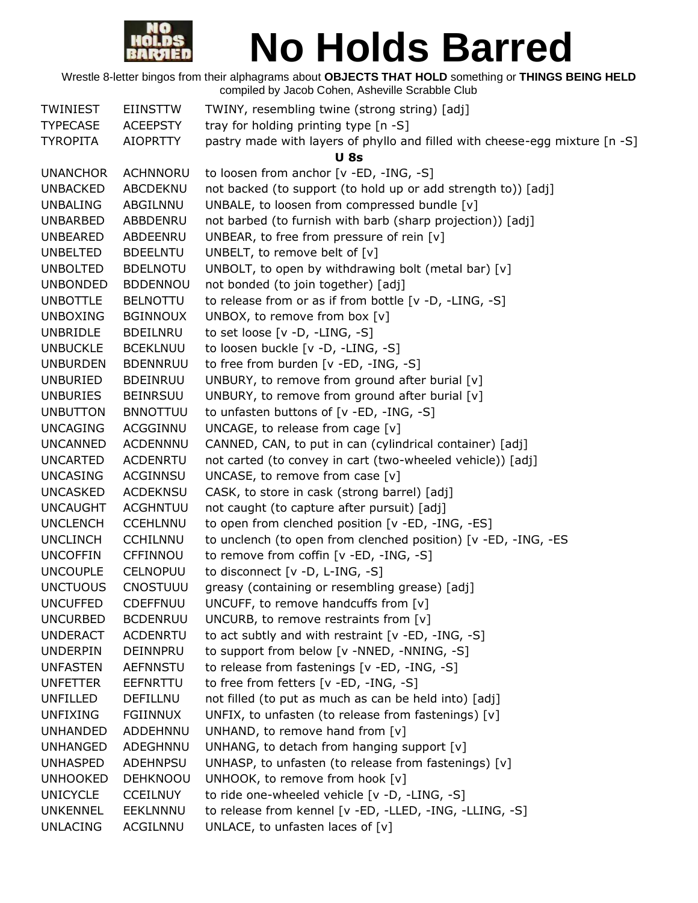# No Holds Barred

Wrestle 8-letter bingos from their alphagrams about **OBJECTS THAT HOLD** something or **THINGS BEING HELD**
compiled by Jacob Cohen, Asheville Scrabble Club

| | | |
|---|---|---|
| TWINIEST | EIINSTTW | TWINY, resembling twine (strong string) [adj] |
| TYPECASE | ACEEPSTY | tray for holding printing type [n -S] |
| TYROPITA | AIOPRTTY | pastry made with layers of phyllo and filled with cheese-egg mixture [n -S] |
| | | **U 8s** |
| UNANCHOR | ACHNNORU | to loosen from anchor [v -ED, -ING, -S] |
| UNBACKED | ABCDEKNU | not backed (to support (to hold up or add strength to)) [adj] |
| UNBALING | ABGILNNU | UNBALE, to loosen from compressed bundle [v] |
| UNBARBED | ABBDENRU | not barbed (to furnish with barb (sharp projection)) [adj] |
| UNBEARED | ABDEENRU | UNBEAR, to free from pressure of rein [v] |
| UNBELTED | BDEELNTU | UNBELT, to remove belt of [v] |
| UNBOLTED | BDELNOTU | UNBOLT, to open by withdrawing bolt (metal bar) [v] |
| UNBONDED | BDDENNOU | not bonded (to join together) [adj] |
| UNBOTTLE | BELNOTTU | to release from or as if from bottle [v -D, -LING, -S] |
| UNBOXING | BGINNOUX | UNBOX, to remove from box [v] |
| UNBRIDLE | BDEILNRU | to set loose [v -D, -LING, -S] |
| UNBUCKLE | BCEKLNUU | to loosen buckle [v -D, -LING, -S] |
| UNBURDEN | BDENNRUU | to free from burden [v -ED, -ING, -S] |
| UNBURIED | BDEINRUU | UNBURY, to remove from ground after burial [v] |
| UNBURIES | BEINRSUU | UNBURY, to remove from ground after burial [v] |
| UNBUTTON | BNNOTTUU | to unfasten buttons of [v -ED, -ING, -S] |
| UNCAGING | ACGGINNU | UNCAGE, to release from cage [v] |
| UNCANNED | ACDENNNU | CANNED, CAN, to put in can (cylindrical container) [adj] |
| UNCARTED | ACDENRTU | not carted (to convey in cart (two-wheeled vehicle)) [adj] |
| UNCASING | ACGINNSU | UNCASE, to remove from case [v] |
| UNCASKED | ACDEKNSU | CASK, to store in cask (strong barrel) [adj] |
| UNCAUGHT | ACGHNTUU | not caught (to capture after pursuit) [adj] |
| UNCLENCH | CCEHLNNU | to open from clenched position [v -ED, -ING, -ES] |
| UNCLINCH | CCHILNNU | to unclench (to open from clenched position) [v -ED, -ING, -ES |
| UNCOFFIN | CFFINNOU | to remove from coffin [v -ED, -ING, -S] |
| UNCOUPLE | CELNOPUU | to disconnect [v -D, L-ING, -S] |
| UNCTUOUS | CNOSTUUU | greasy (containing or resembling grease) [adj] |
| UNCUFFED | CDEFFNUU | UNCUFF, to remove handcuffs from [v] |
| UNCURBED | BCDENRUU | UNCURB, to remove restraints from [v] |
| UNDERACT | ACDENRTU | to act subtly and with restraint [v -ED, -ING, -S] |
| UNDERPIN | DEINNPRU | to support from below [v -NNED, -NNING, -S] |
| UNFASTEN | AEFNNSTU | to release from fastenings [v -ED, -ING, -S] |
| UNFETTER | EEFNRTTU | to free from fetters [v -ED, -ING, -S] |
| UNFILLED | DEFILLNU | not filled (to put as much as can be held into) [adj] |
| UNFIXING | FGIINNUX | UNFIX, to unfasten (to release from fastenings) [v] |
| UNHANDED | ADDEHNNU | UNHAND, to remove hand from [v] |
| UNHANGED | ADEGHNNU | UNHANG, to detach from hanging support [v] |
| UNHASPED | ADEHNPSU | UNHASP, to unfasten (to release from fastenings) [v] |
| UNHOOKED | DEHKNOOU | UNHOOK, to remove from hook [v] |
| UNICYCLE | CCEILNUY | to ride one-wheeled vehicle [v -D, -LING, -S] |
| UNKENNEL | EEKLNNNU | to release from kennel [v -ED, -LLED, -ING, -LLING, -S] |
| UNLACING | ACGILNNU | UNLACE, to unfasten laces of [v] |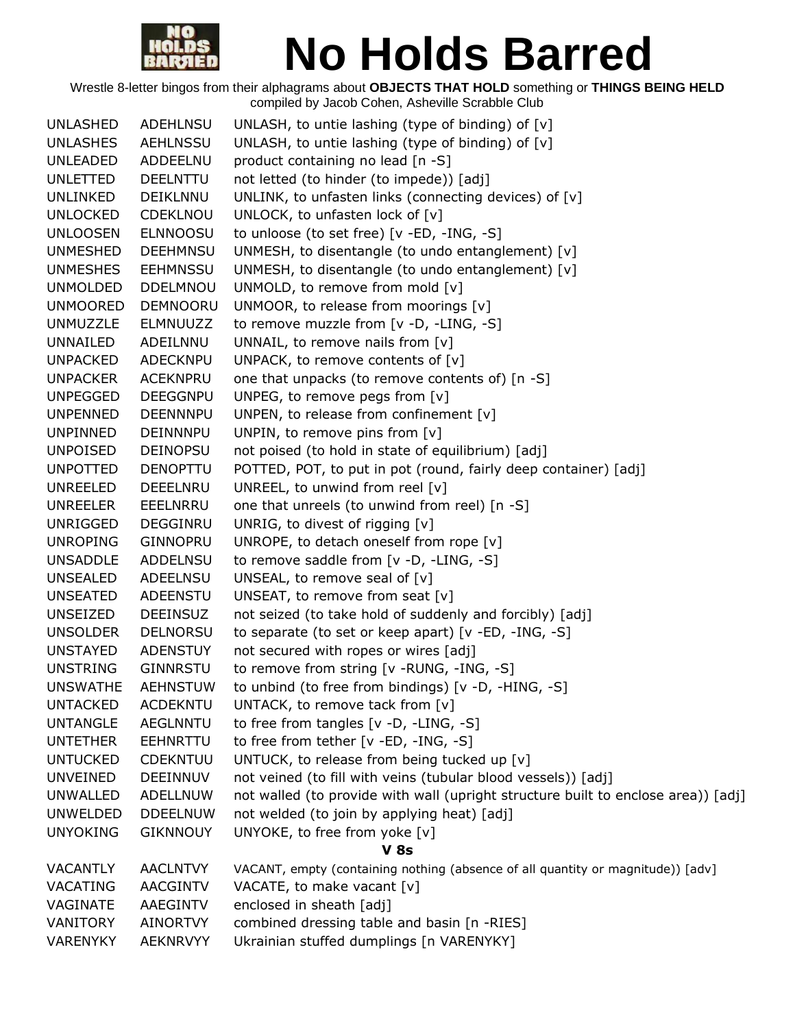# No Holds Barred

Wrestle 8-letter bingos from their alphagrams about **OBJECTS THAT HOLD** something or **THINGS BEING HELD**
compiled by Jacob Cohen, Asheville Scrabble Club

| | | |
|---|---|---|
| UNLASHED | ADEHLNSU | UNLASH, to untie lashing (type of binding) of [v] |
| UNLASHES | AEHLNSSU | UNLASH, to untie lashing (type of binding) of [v] |
| UNLEADED | ADDEELNU | product containing no lead [n -S] |
| UNLETTED | DEELNTTU | not letted (to hinder (to impede)) [adj] |
| UNLINKED | DEIKLNNU | UNLINK, to unfasten links (connecting devices) of [v] |
| UNLOCKED | CDEKLNOU | UNLOCK, to unfasten lock of [v] |
| UNLOOSEN | ELNNOOSU | to unloose (to set free) [v -ED, -ING, -S] |
| UNMESHED | DEEHMNSU | UNMESH, to disentangle (to undo entanglement) [v] |
| UNMESHES | EEHMNSSU | UNMESH, to disentangle (to undo entanglement) [v] |
| UNMOLDED | DDELMNOU | UNMOLD, to remove from mold [v] |
| UNMOORED | DEMNOORU | UNMOOR, to release from moorings [v] |
| UNMUZZLE | ELMNUUZZ | to remove muzzle from [v -D, -LING, -S] |
| UNNAILED | ADEILNNU | UNNAIL, to remove nails from [v] |
| UNPACKED | ADECKNPU | UNPACK, to remove contents of [v] |
| UNPACKER | ACEKNPRU | one that unpacks (to remove contents of) [n -S] |
| UNPEGGED | DEEGGNPU | UNPEG, to remove pegs from [v] |
| UNPENNED | DEENNNPU | UNPEN, to release from confinement [v] |
| UNPINNED | DEINNNPU | UNPIN, to remove pins from [v] |
| UNPOISED | DEINOPSU | not poised (to hold in state of equilibrium) [adj] |
| UNPOTTED | DENOPTTU | POTTED, POT, to put in pot (round, fairly deep container) [adj] |
| UNREELED | DEEELNRU | UNREEL, to unwind from reel [v] |
| UNREELER | EEELNRRU | one that unreels (to unwind from reel) [n -S] |
| UNRIGGED | DEGGINRU | UNRIG, to divest of rigging [v] |
| UNROPING | GINNOPRU | UNROPE, to detach oneself from rope [v] |
| UNSADDLE | ADDELNSU | to remove saddle from [v -D, -LING, -S] |
| UNSEALED | ADEELNSU | UNSEAL, to remove seal of [v] |
| UNSEATED | ADEENSTU | UNSEAT, to remove from seat [v] |
| UNSEIZED | DEEINSUZ | not seized (to take hold of suddenly and forcibly) [adj] |
| UNSOLDER | DELNORSU | to separate (to set or keep apart) [v -ED, -ING, -S] |
| UNSTAYED | ADENSTUY | not secured with ropes or wires [adj] |
| UNSTRING | GINNRSTU | to remove from string [v -RUNG, -ING, -S] |
| UNSWATHE | AEHNSTUW | to unbind (to free from bindings) [v -D, -HING, -S] |
| UNTACKED | ACDEKNTU | UNTACK, to remove tack from [v] |
| UNTANGLE | AEGLNNTU | to free from tangles [v -D, -LING, -S] |
| UNTETHER | EEHNRTTU | to free from tether [v -ED, -ING, -S] |
| UNTUCKED | CDEKNTUU | UNTUCK, to release from being tucked up [v] |
| UNVEINED | DEEINNUV | not veined (to fill with veins (tubular blood vessels)) [adj] |
| UNWALLED | ADELLNUW | not walled (to provide with wall (upright structure built to enclose area)) [adj] |
| UNWELDED | DDEELNUW | not welded (to join by applying heat) [adj] |
| UNYOKING | GIKNNOUY | UNYOKE, to free from yoke [v] |
| | | **V 8s** |
| VACANTLY | AACLNTVY | VACANT, empty (containing nothing (absence of all quantity or magnitude)) [adv] |
| VACATING | AACGINTV | VACATE, to make vacant [v] |
| VAGINATE | AAEGINTV | enclosed in sheath [adj] |
| VANITORY | AINORTVY | combined dressing table and basin [n -RIES] |
| VARENYKY | AEKNRVYY | Ukrainian stuffed dumplings [n VARENYKY] |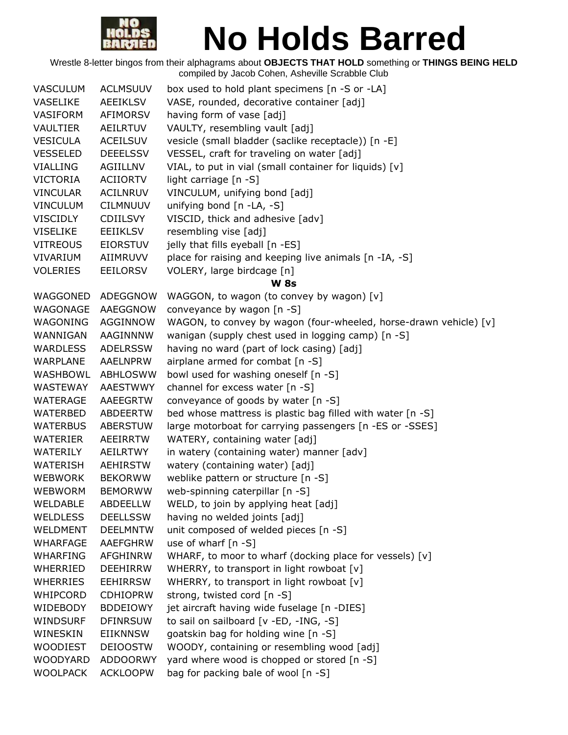# No Holds Barred

Wrestle 8-letter bingos from their alphagrams about **OBJECTS THAT HOLD** something or **THINGS BEING HELD**
compiled by Jacob Cohen, Asheville Scrabble Club

| | | |
|---|---|---|
| VASCULUM | ACLMSUUV | box used to hold plant specimens [n -S or -LA] |
| VASELIKE | AEEIKLSV | VASE, rounded, decorative container [adj] |
| VASIFORM | AFIMORSV | having form of vase [adj] |
| VAULTIER | AEILRTUV | VAULTY, resembling vault [adj] |
| VESICULA | ACEILSUV | vesicle (small bladder (saclike receptacle)) [n -E] |
| VESSELED | DEEELSSV | VESSEL, craft for traveling on water [adj] |
| VIALLING | AGIILLNV | VIAL, to put in vial (small container for liquids) [v] |
| VICTORIA | ACIIORTV | light carriage [n -S] |
| VINCULAR | ACILNRUV | VINCULUM, unifying bond [adj] |
| VINCULUM | CILMNUUV | unifying bond [n -LA, -S] |
| VISCIDLY | CDIILSVY | VISCID, thick and adhesive [adv] |
| VISELIKE | EEIIKLSV | resembling vise [adj] |
| VITREOUS | EIORSTUV | jelly that fills eyeball [n -ES] |
| VIVARIUM | AIIMRUVV | place for raising and keeping live animals [n -IA, -S] |
| VOLERIES | EEILORSV | VOLERY, large birdcage [n] |
| | | **W 8s** |
| WAGGONED | ADEGGNOW | WAGGON, to wagon (to convey by wagon) [v] |
| WAGONAGE | AAEGGNOW | conveyance by wagon [n -S] |
| WAGONING | AGGINNOW | WAGON, to convey by wagon (four-wheeled, horse-drawn vehicle) [v] |
| WANNIGAN | AAGINNNW | wanigan (supply chest used in logging camp) [n -S] |
| WARDLESS | ADELRSSW | having no ward (part of lock casing) [adj] |
| WARPLANE | AAELNPRW | airplane armed for combat [n -S] |
| WASHBOWL | ABHLOSWW | bowl used for washing oneself [n -S] |
| WASTEWAY | AAESTWWY | channel for excess water [n -S] |
| WATERAGE | AAEEGRTW | conveyance of goods by water [n -S] |
| WATERBED | ABDEERTW | bed whose mattress is plastic bag filled with water [n -S] |
| WATERBUS | ABERSTUW | large motorboat for carrying passengers [n -ES or -SSES] |
| WATERIER | AEEIRRTW | WATERY, containing water [adj] |
| WATERILY | AEILRTWY | in watery (containing water) manner [adv] |
| WATERISH | AEHIRSTW | watery (containing water) [adj] |
| WEBWORK | BEKORWW | weblike pattern or structure [n -S] |
| WEBWORM | BEMORWW | web-spinning caterpillar [n -S] |
| WELDABLE | ABDEELLW | WELD, to join by applying heat [adj] |
| WELDLESS | DEELLSSW | having no welded joints [adj] |
| WELDMENT | DEELMNTW | unit composed of welded pieces [n -S] |
| WHARFAGE | AAEFGHRW | use of wharf [n -S] |
| WHARFING | AFGHINRW | WHARF, to moor to wharf (docking place for vessels) [v] |
| WHERRIED | DEEHIRRW | WHERRY, to transport in light rowboat [v] |
| WHERRIES | EEHIRRSW | WHERRY, to transport in light rowboat [v] |
| WHIPCORD | CDHIOPRW | strong, twisted cord [n -S] |
| WIDEBODY | BDDEIOWY | jet aircraft having wide fuselage [n -DIES] |
| WINDSURF | DFINRSUW | to sail on sailboard [v -ED, -ING, -S] |
| WINESKIN | EIIKNNSW | goatskin bag for holding wine [n -S] |
| WOODIEST | DEIOOSTW | WOODY, containing or resembling wood [adj] |
| WOODYARD | ADDOORWY | yard where wood is chopped or stored [n -S] |
| WOOLPACK | ACKLOOPW | bag for packing bale of wool [n -S] |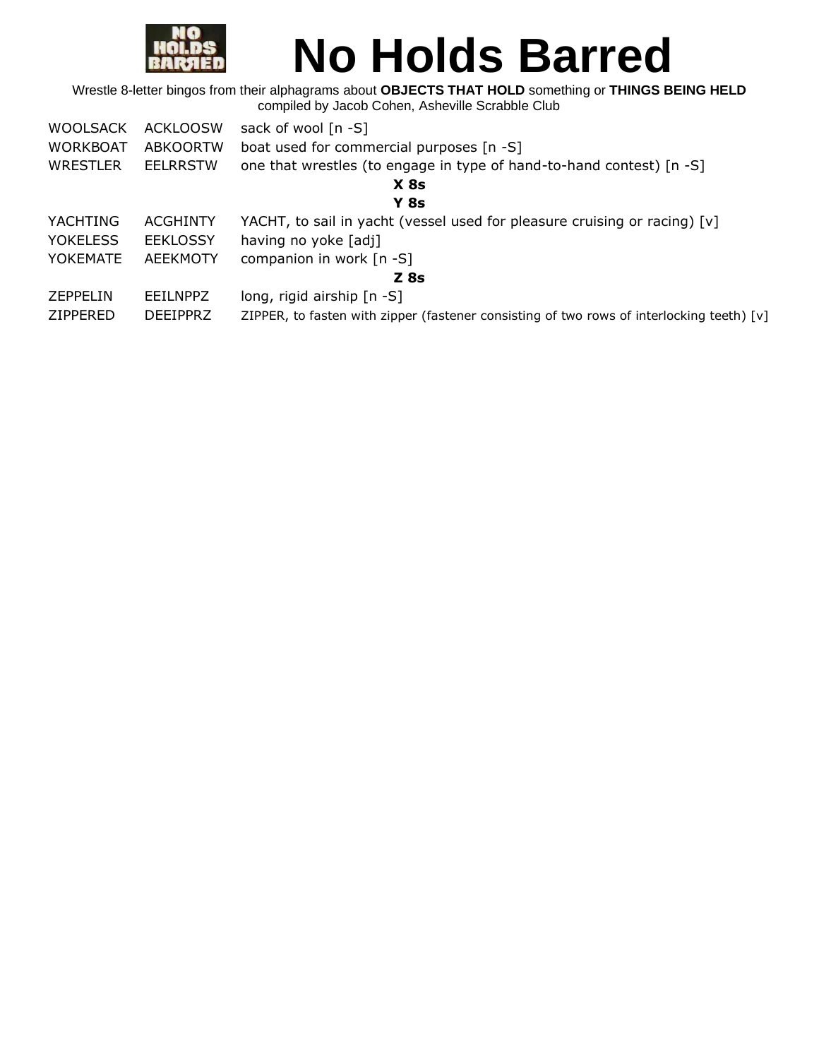# No Holds Barred

Wrestle 8-letter bingos from their alphagrams about **OBJECTS THAT HOLD** something or **THINGS BEING HELD**
compiled by Jacob Cohen, Asheville Scrabble Club

| | | |
|---|---|---|
| WOOLSACK | ACKLOOSW | sack of wool [n -S] |
| WORKBOAT | ABKOORTW | boat used for commercial purposes [n -S] |
| WRESTLER | EELRRSTW | one that wrestles (to engage in type of hand-to-hand contest) [n -S] |

**X 8s**

**Y 8s**

| | | |
|---|---|---|
| YACHTING | ACGHINTY | YACHT, to sail in yacht (vessel used for pleasure cruising or racing) [v] |
| YOKELESS | EEKLOSSY | having no yoke [adj] |
| YOKEMATE | AEEKMOTY | companion in work [n -S] |

**Z 8s**

| | | |
|---|---|---|
| ZEPPELIN | EEILNPPZ | long, rigid airship [n -S] |
| ZIPPERED | DEEIPPRZ | ZIPPER, to fasten with zipper (fastener consisting of two rows of interlocking teeth) [v] |